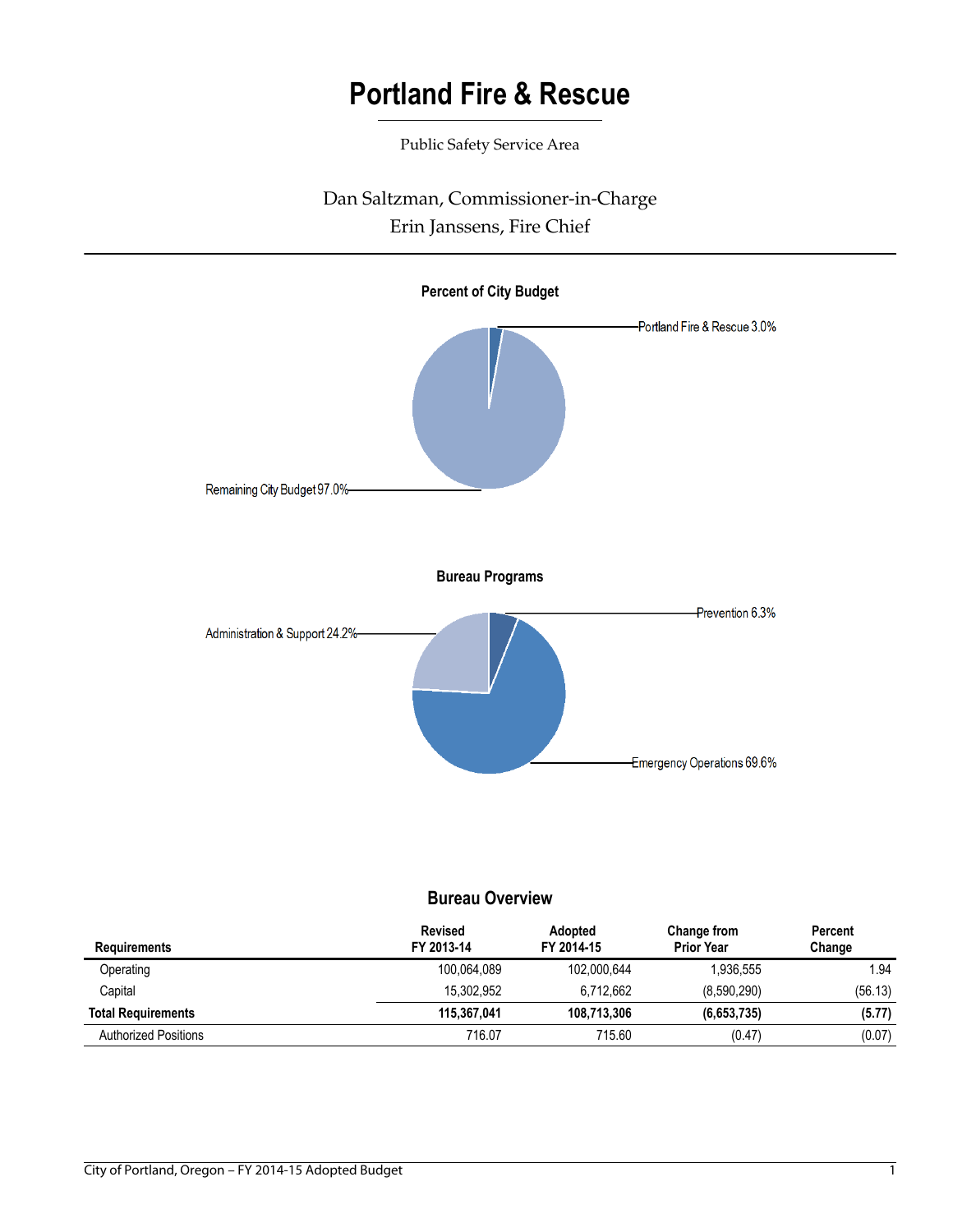# Portland Fire & Rescue

Public Safety Service Area

Dan Saltzman, Commissioner-in-Charge
Erin Janssens, Fire Chief

**Percent of City Budget**

Portland Fire & Rescue 3.0%

Remaining City Budget 97.0%

**Bureau Programs**

Prevention 6.3%

Administration & Support 24.2%

Emergency Operations 69.6%

## Bureau Overview

| Requirements | Revised FY 2013-14 | Adopted FY 2014-15 | Change from Prior Year | Percent Change |
|---|---|---|---|---|
| Operating | 100,064,089 | 102,000,644 | 1,936,555 | 1.94 |
| Capital | 15,302,952 | 6,712,662 | (8,590,290) | (56.13) |
| **Total Requirements** | **115,367,041** | **108,713,306** | **(6,653,735)** | **(5.77)** |
| Authorized Positions | 716.07 | 715.60 | (0.47) | (0.07) |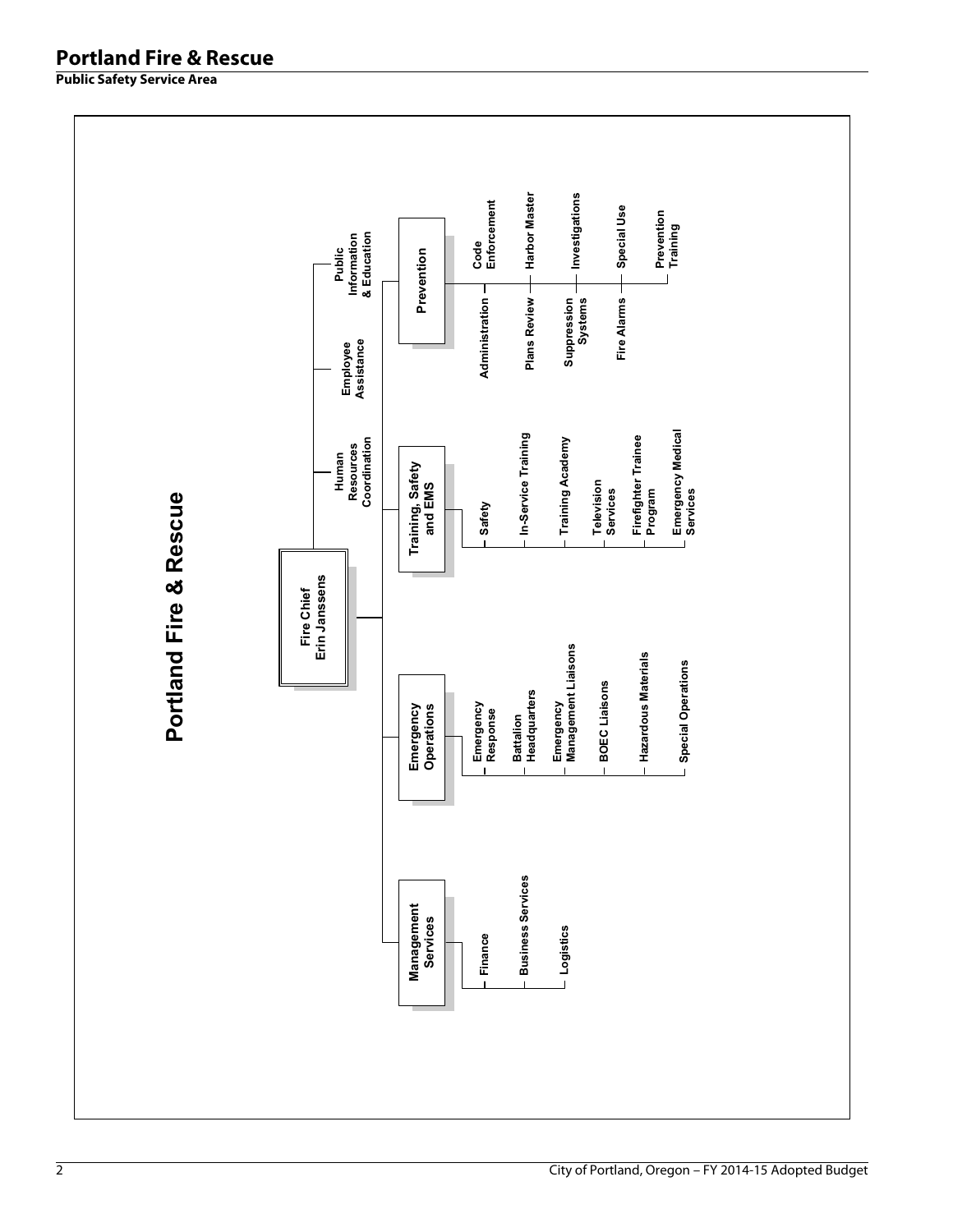# Portland Fire & Rescue

**Public Safety Service Area**

## Portland Fire & Rescue

- **Fire Chief** Erin Janssens
  - Human Resources Coordination
  - Employee Assistance
  - Public Information & Education
  - **Management Services**
    - Finance
    - Business Services
    - Logistics
  - **Emergency Operations**
    - Emergency Response
    - Battalion Headquarters
    - Emergency Management Liaisons
    - BOEC Liaisons
    - Hazardous Materials
    - Special Operations
  - **Training, Safety and EMS**
    - Safety
    - In-Service Training
    - Training Academy
    - Television Services
    - Firefighter Trainee Program
    - Emergency Medical Services
  - **Prevention**
    - Administration
    - Code Enforcement
    - Plans Review
    - Harbor Master
    - Suppression Systems
    - Investigations
    - Fire Alarms
    - Special Use
    - Prevention Training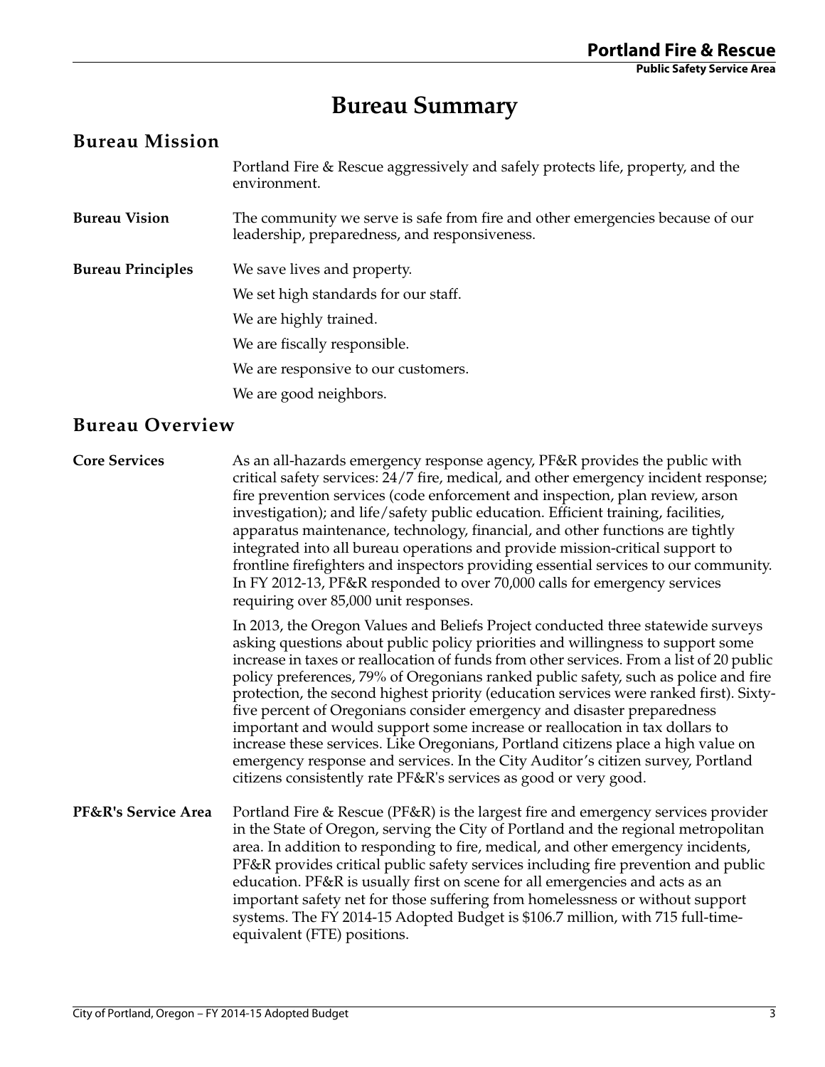# Bureau Summary

## Bureau Mission

Portland Fire & Rescue aggressively and safely protects life, property, and the environment.

**Bureau Vision**

The community we serve is safe from fire and other emergencies because of our leadership, preparedness, and responsiveness.

**Bureau Principles**

We save lives and property.

We set high standards for our staff.

We are highly trained.

We are fiscally responsible.

We are responsive to our customers.

We are good neighbors.

## Bureau Overview

**Core Services**

As an all-hazards emergency response agency, PF&R provides the public with critical safety services: 24/7 fire, medical, and other emergency incident response; fire prevention services (code enforcement and inspection, plan review, arson investigation); and life/safety public education. Efficient training, facilities, apparatus maintenance, technology, financial, and other functions are tightly integrated into all bureau operations and provide mission-critical support to frontline firefighters and inspectors providing essential services to our community. In FY 2012-13, PF&R responded to over 70,000 calls for emergency services requiring over 85,000 unit responses.

In 2013, the Oregon Values and Beliefs Project conducted three statewide surveys asking questions about public policy priorities and willingness to support some increase in taxes or reallocation of funds from other services. From a list of 20 public policy preferences, 79% of Oregonians ranked public safety, such as police and fire protection, the second highest priority (education services were ranked first). Sixty-five percent of Oregonians consider emergency and disaster preparedness important and would support some increase or reallocation in tax dollars to increase these services. Like Oregonians, Portland citizens place a high value on emergency response and services. In the City Auditor's citizen survey, Portland citizens consistently rate PF&R's services as good or very good.

**PF&R's Service Area**

Portland Fire & Rescue (PF&R) is the largest fire and emergency services provider in the State of Oregon, serving the City of Portland and the regional metropolitan area. In addition to responding to fire, medical, and other emergency incidents, PF&R provides critical public safety services including fire prevention and public education. PF&R is usually first on scene for all emergencies and acts as an important safety net for those suffering from homelessness or without support systems. The FY 2014-15 Adopted Budget is $106.7 million, with 715 full-time-equivalent (FTE) positions.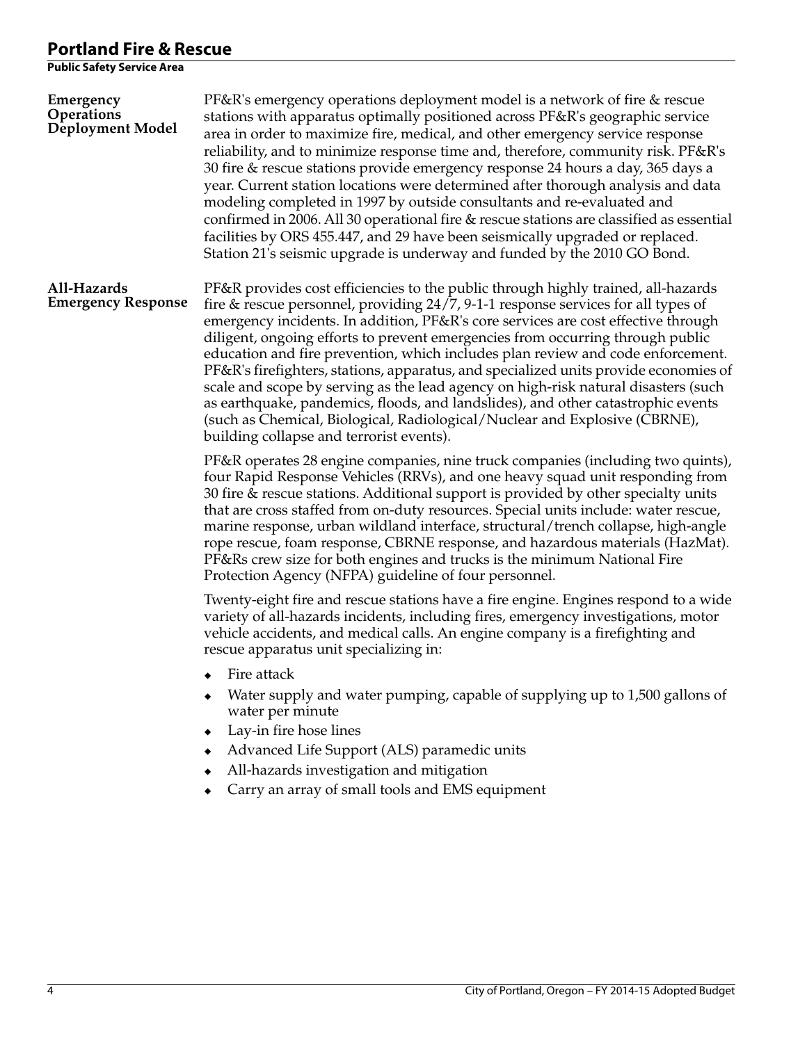## Emergency Operations Deployment Model

PF&R's emergency operations deployment model is a network of fire & rescue stations with apparatus optimally positioned across PF&R's geographic service area in order to maximize fire, medical, and other emergency service response reliability, and to minimize response time and, therefore, community risk. PF&R's 30 fire & rescue stations provide emergency response 24 hours a day, 365 days a year. Current station locations were determined after thorough analysis and data modeling completed in 1997 by outside consultants and re-evaluated and confirmed in 2006. All 30 operational fire & rescue stations are classified as essential facilities by ORS 455.447, and 29 have been seismically upgraded or replaced. Station 21's seismic upgrade is underway and funded by the 2010 GO Bond.

## All-Hazards Emergency Response

PF&R provides cost efficiencies to the public through highly trained, all-hazards fire & rescue personnel, providing 24/7, 9-1-1 response services for all types of emergency incidents. In addition, PF&R's core services are cost effective through diligent, ongoing efforts to prevent emergencies from occurring through public education and fire prevention, which includes plan review and code enforcement. PF&R's firefighters, stations, apparatus, and specialized units provide economies of scale and scope by serving as the lead agency on high-risk natural disasters (such as earthquake, pandemics, floods, and landslides), and other catastrophic events (such as Chemical, Biological, Radiological/Nuclear and Explosive (CBRNE), building collapse and terrorist events).

PF&R operates 28 engine companies, nine truck companies (including two quints), four Rapid Response Vehicles (RRVs), and one heavy squad unit responding from 30 fire & rescue stations. Additional support is provided by other specialty units that are cross staffed from on-duty resources. Special units include: water rescue, marine response, urban wildland interface, structural/trench collapse, high-angle rope rescue, foam response, CBRNE response, and hazardous materials (HazMat). PF&Rs crew size for both engines and trucks is the minimum National Fire Protection Agency (NFPA) guideline of four personnel.

Twenty-eight fire and rescue stations have a fire engine. Engines respond to a wide variety of all-hazards incidents, including fires, emergency investigations, motor vehicle accidents, and medical calls. An engine company is a firefighting and rescue apparatus unit specializing in:

- Fire attack
- Water supply and water pumping, capable of supplying up to 1,500 gallons of water per minute
- Lay-in fire hose lines
- Advanced Life Support (ALS) paramedic units
- All-hazards investigation and mitigation
- Carry an array of small tools and EMS equipment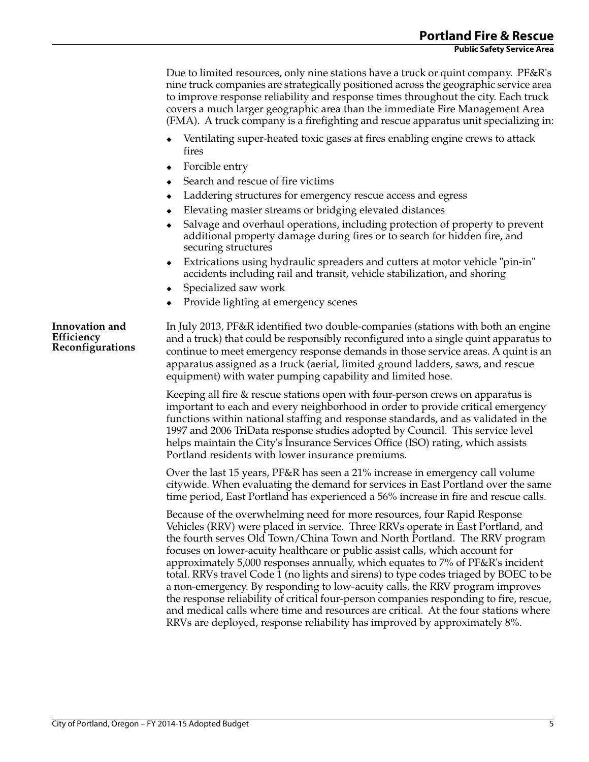Due to limited resources, only nine stations have a truck or quint company. PF&R's nine truck companies are strategically positioned across the geographic service area to improve response reliability and response times throughout the city. Each truck covers a much larger geographic area than the immediate Fire Management Area (FMA). A truck company is a firefighting and rescue apparatus unit specializing in:

- Ventilating super-heated toxic gases at fires enabling engine crews to attack fires
- Forcible entry
- Search and rescue of fire victims
- Laddering structures for emergency rescue access and egress
- Elevating master streams or bridging elevated distances
- Salvage and overhaul operations, including protection of property to prevent additional property damage during fires or to search for hidden fire, and securing structures
- Extrications using hydraulic spreaders and cutters at motor vehicle "pin-in" accidents including rail and transit, vehicle stabilization, and shoring
- Specialized saw work
- Provide lighting at emergency scenes

**Innovation and Efficiency Reconfigurations**

In July 2013, PF&R identified two double-companies (stations with both an engine and a truck) that could be responsibly reconfigured into a single quint apparatus to continue to meet emergency response demands in those service areas. A quint is an apparatus assigned as a truck (aerial, limited ground ladders, saws, and rescue equipment) with water pumping capability and limited hose.

Keeping all fire & rescue stations open with four-person crews on apparatus is important to each and every neighborhood in order to provide critical emergency functions within national staffing and response standards, and as validated in the 1997 and 2006 TriData response studies adopted by Council. This service level helps maintain the City's Insurance Services Office (ISO) rating, which assists Portland residents with lower insurance premiums.

Over the last 15 years, PF&R has seen a 21% increase in emergency call volume citywide. When evaluating the demand for services in East Portland over the same time period, East Portland has experienced a 56% increase in fire and rescue calls.

Because of the overwhelming need for more resources, four Rapid Response Vehicles (RRV) were placed in service. Three RRVs operate in East Portland, and the fourth serves Old Town/China Town and North Portland. The RRV program focuses on lower-acuity healthcare or public assist calls, which account for approximately 5,000 responses annually, which equates to 7% of PF&R's incident total. RRVs travel Code 1 (no lights and sirens) to type codes triaged by BOEC to be a non-emergency. By responding to low-acuity calls, the RRV program improves the response reliability of critical four-person companies responding to fire, rescue, and medical calls where time and resources are critical. At the four stations where RRVs are deployed, response reliability has improved by approximately 8%.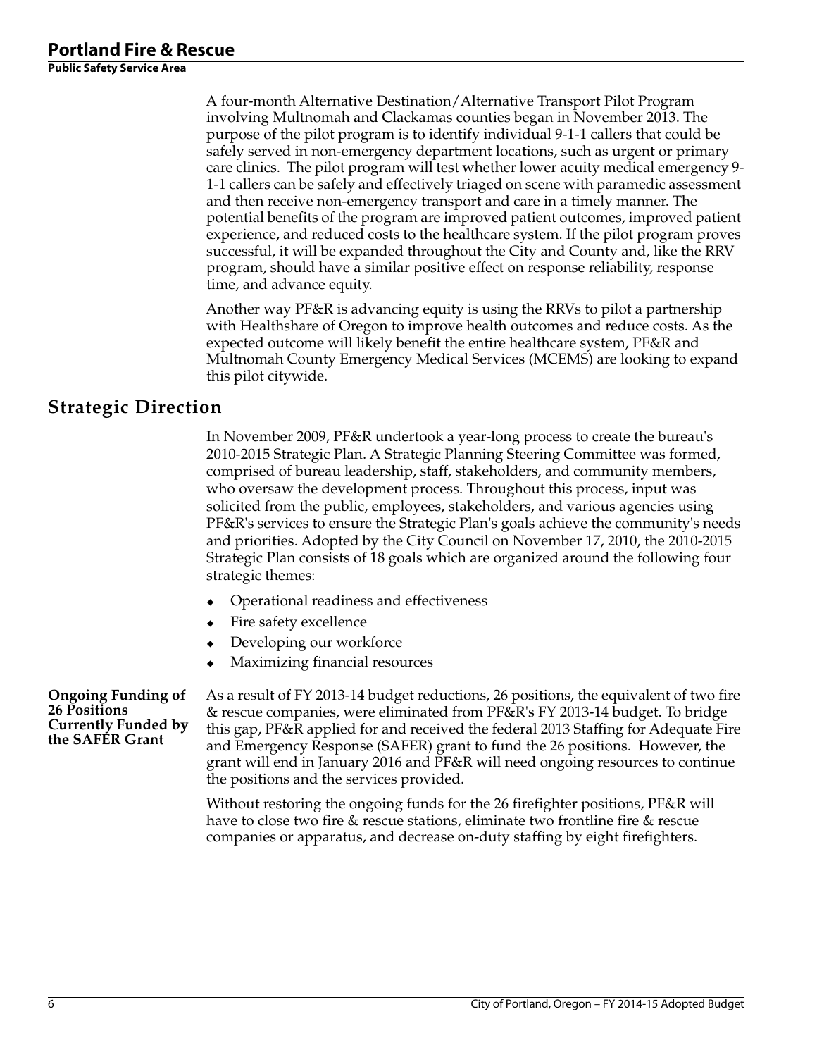A four-month Alternative Destination/Alternative Transport Pilot Program involving Multnomah and Clackamas counties began in November 2013. The purpose of the pilot program is to identify individual 9-1-1 callers that could be safely served in non-emergency department locations, such as urgent or primary care clinics. The pilot program will test whether lower acuity medical emergency 9-1-1 callers can be safely and effectively triaged on scene with paramedic assessment and then receive non-emergency transport and care in a timely manner. The potential benefits of the program are improved patient outcomes, improved patient experience, and reduced costs to the healthcare system. If the pilot program proves successful, it will be expanded throughout the City and County and, like the RRV program, should have a similar positive effect on response reliability, response time, and advance equity.

Another way PF&R is advancing equity is using the RRVs to pilot a partnership with Healthshare of Oregon to improve health outcomes and reduce costs. As the expected outcome will likely benefit the entire healthcare system, PF&R and Multnomah County Emergency Medical Services (MCEMS) are looking to expand this pilot citywide.

## Strategic Direction

In November 2009, PF&R undertook a year-long process to create the bureau's 2010-2015 Strategic Plan. A Strategic Planning Steering Committee was formed, comprised of bureau leadership, staff, stakeholders, and community members, who oversaw the development process. Throughout this process, input was solicited from the public, employees, stakeholders, and various agencies using PF&R's services to ensure the Strategic Plan's goals achieve the community's needs and priorities. Adopted by the City Council on November 17, 2010, the 2010-2015 Strategic Plan consists of 18 goals which are organized around the following four strategic themes:

- Operational readiness and effectiveness
- Fire safety excellence
- Developing our workforce
- Maximizing financial resources

### Ongoing Funding of 26 Positions Currently Funded by the SAFER Grant

As a result of FY 2013-14 budget reductions, 26 positions, the equivalent of two fire & rescue companies, were eliminated from PF&R's FY 2013-14 budget. To bridge this gap, PF&R applied for and received the federal 2013 Staffing for Adequate Fire and Emergency Response (SAFER) grant to fund the 26 positions. However, the grant will end in January 2016 and PF&R will need ongoing resources to continue the positions and the services provided.

Without restoring the ongoing funds for the 26 firefighter positions, PF&R will have to close two fire & rescue stations, eliminate two frontline fire & rescue companies or apparatus, and decrease on-duty staffing by eight firefighters.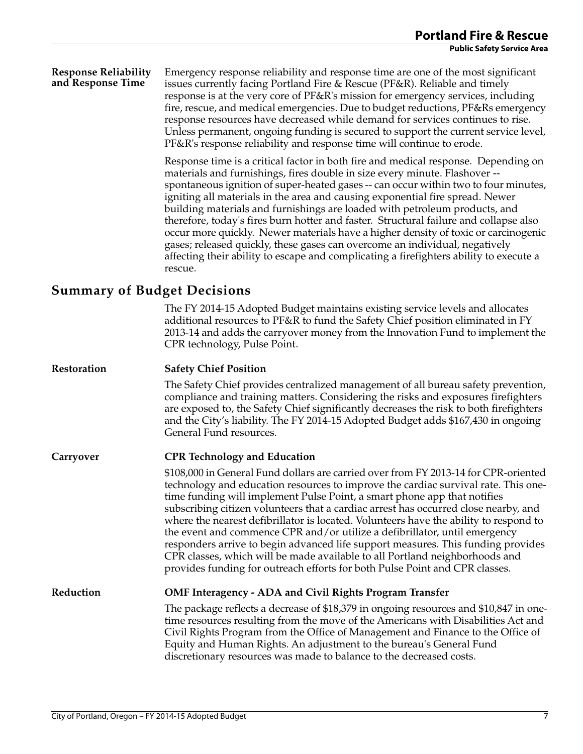**Response Reliability and Response Time**

Emergency response reliability and response time are one of the most significant issues currently facing Portland Fire & Rescue (PF&R). Reliable and timely response is at the very core of PF&R's mission for emergency services, including fire, rescue, and medical emergencies. Due to budget reductions, PF&Rs emergency response resources have decreased while demand for services continues to rise. Unless permanent, ongoing funding is secured to support the current service level, PF&R's response reliability and response time will continue to erode.

Response time is a critical factor in both fire and medical response. Depending on materials and furnishings, fires double in size every minute. Flashover -- spontaneous ignition of super-heated gases -- can occur within two to four minutes, igniting all materials in the area and causing exponential fire spread. Newer building materials and furnishings are loaded with petroleum products, and therefore, today's fires burn hotter and faster. Structural failure and collapse also occur more quickly. Newer materials have a higher density of toxic or carcinogenic gases; released quickly, these gases can overcome an individual, negatively affecting their ability to escape and complicating a firefighters ability to execute a rescue.

## Summary of Budget Decisions

The FY 2014-15 Adopted Budget maintains existing service levels and allocates additional resources to PF&R to fund the Safety Chief position eliminated in FY 2013-14 and adds the carryover money from the Innovation Fund to implement the CPR technology, Pulse Point.

**Restoration**

**Safety Chief Position**

The Safety Chief provides centralized management of all bureau safety prevention, compliance and training matters. Considering the risks and exposures firefighters are exposed to, the Safety Chief significantly decreases the risk to both firefighters and the City's liability. The FY 2014-15 Adopted Budget adds $167,430 in ongoing General Fund resources.

**Carryover**

**CPR Technology and Education**

$108,000 in General Fund dollars are carried over from FY 2013-14 for CPR-oriented technology and education resources to improve the cardiac survival rate. This one-time funding will implement Pulse Point, a smart phone app that notifies subscribing citizen volunteers that a cardiac arrest has occurred close nearby, and where the nearest defibrillator is located. Volunteers have the ability to respond to the event and commence CPR and/or utilize a defibrillator, until emergency responders arrive to begin advanced life support measures. This funding provides CPR classes, which will be made available to all Portland neighborhoods and provides funding for outreach efforts for both Pulse Point and CPR classes.

**Reduction**

**OMF Interagency - ADA and Civil Rights Program Transfer**

The package reflects a decrease of $18,379 in ongoing resources and $10,847 in one-time resources resulting from the move of the Americans with Disabilities Act and Civil Rights Program from the Office of Management and Finance to the Office of Equity and Human Rights. An adjustment to the bureau's General Fund discretionary resources was made to balance to the decreased costs.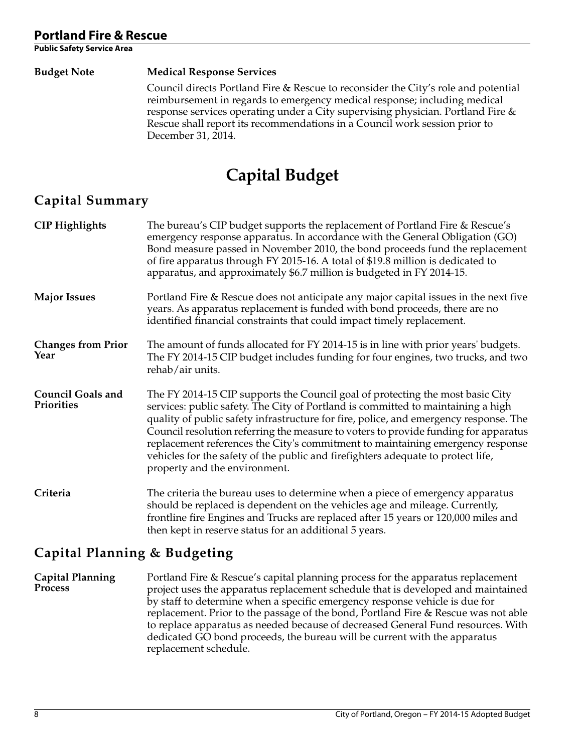**Budget Note**

**Medical Response Services**

Council directs Portland Fire & Rescue to reconsider the City's role and potential reimbursement in regards to emergency medical response; including medical response services operating under a City supervising physician. Portland Fire & Rescue shall report its recommendations in a Council work session prior to December 31, 2014.

# Capital Budget

## Capital Summary

**CIP Highlights**

The bureau's CIP budget supports the replacement of Portland Fire & Rescue's emergency response apparatus. In accordance with the General Obligation (GO) Bond measure passed in November 2010, the bond proceeds fund the replacement of fire apparatus through FY 2015-16. A total of $19.8 million is dedicated to apparatus, and approximately $6.7 million is budgeted in FY 2014-15.

**Major Issues**

Portland Fire & Rescue does not anticipate any major capital issues in the next five years. As apparatus replacement is funded with bond proceeds, there are no identified financial constraints that could impact timely replacement.

**Changes from Prior Year**

The amount of funds allocated for FY 2014-15 is in line with prior years' budgets. The FY 2014-15 CIP budget includes funding for four engines, two trucks, and two rehab/air units.

**Council Goals and Priorities**

The FY 2014-15 CIP supports the Council goal of protecting the most basic City services: public safety. The City of Portland is committed to maintaining a high quality of public safety infrastructure for fire, police, and emergency response. The Council resolution referring the measure to voters to provide funding for apparatus replacement references the City's commitment to maintaining emergency response vehicles for the safety of the public and firefighters adequate to protect life, property and the environment.

**Criteria**

The criteria the bureau uses to determine when a piece of emergency apparatus should be replaced is dependent on the vehicles age and mileage. Currently, frontline fire Engines and Trucks are replaced after 15 years or 120,000 miles and then kept in reserve status for an additional 5 years.

## Capital Planning & Budgeting

**Capital Planning Process**

Portland Fire & Rescue's capital planning process for the apparatus replacement project uses the apparatus replacement schedule that is developed and maintained by staff to determine when a specific emergency response vehicle is due for replacement. Prior to the passage of the bond, Portland Fire & Rescue was not able to replace apparatus as needed because of decreased General Fund resources. With dedicated GO bond proceeds, the bureau will be current with the apparatus replacement schedule.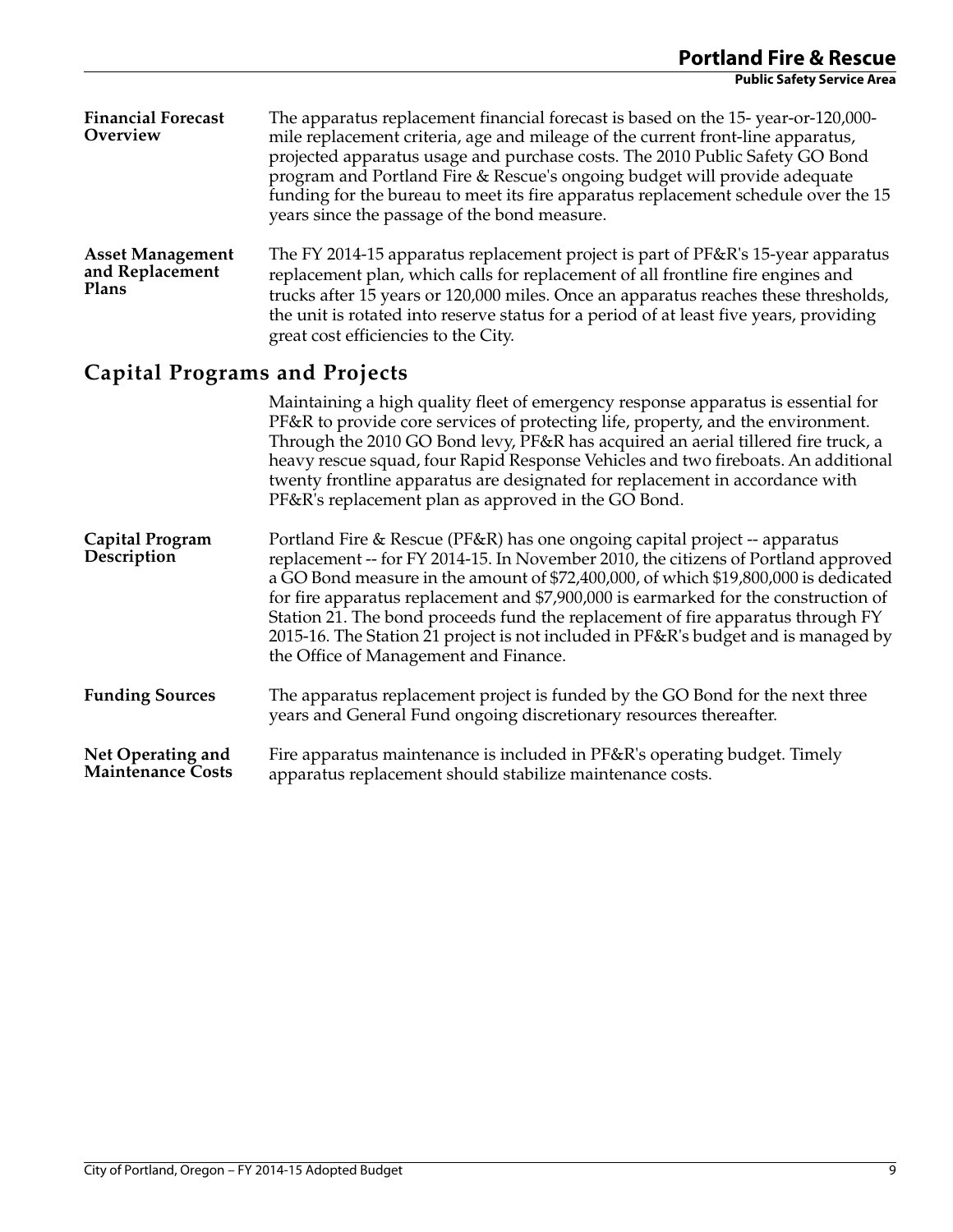**Financial Forecast Overview**

The apparatus replacement financial forecast is based on the 15- year-or-120,000-mile replacement criteria, age and mileage of the current front-line apparatus, projected apparatus usage and purchase costs. The 2010 Public Safety GO Bond program and Portland Fire & Rescue's ongoing budget will provide adequate funding for the bureau to meet its fire apparatus replacement schedule over the 15 years since the passage of the bond measure.

**Asset Management and Replacement Plans**

The FY 2014-15 apparatus replacement project is part of PF&R's 15-year apparatus replacement plan, which calls for replacement of all frontline fire engines and trucks after 15 years or 120,000 miles. Once an apparatus reaches these thresholds, the unit is rotated into reserve status for a period of at least five years, providing great cost efficiencies to the City.

## Capital Programs and Projects

Maintaining a high quality fleet of emergency response apparatus is essential for PF&R to provide core services of protecting life, property, and the environment. Through the 2010 GO Bond levy, PF&R has acquired an aerial tillered fire truck, a heavy rescue squad, four Rapid Response Vehicles and two fireboats. An additional twenty frontline apparatus are designated for replacement in accordance with PF&R's replacement plan as approved in the GO Bond.

**Capital Program Description**

Portland Fire & Rescue (PF&R) has one ongoing capital project -- apparatus replacement -- for FY 2014-15. In November 2010, the citizens of Portland approved a GO Bond measure in the amount of $72,400,000, of which $19,800,000 is dedicated for fire apparatus replacement and $7,900,000 is earmarked for the construction of Station 21. The bond proceeds fund the replacement of fire apparatus through FY 2015-16. The Station 21 project is not included in PF&R's budget and is managed by the Office of Management and Finance.

**Funding Sources**

The apparatus replacement project is funded by the GO Bond for the next three years and General Fund ongoing discretionary resources thereafter.

**Net Operating and Maintenance Costs**

Fire apparatus maintenance is included in PF&R's operating budget. Timely apparatus replacement should stabilize maintenance costs.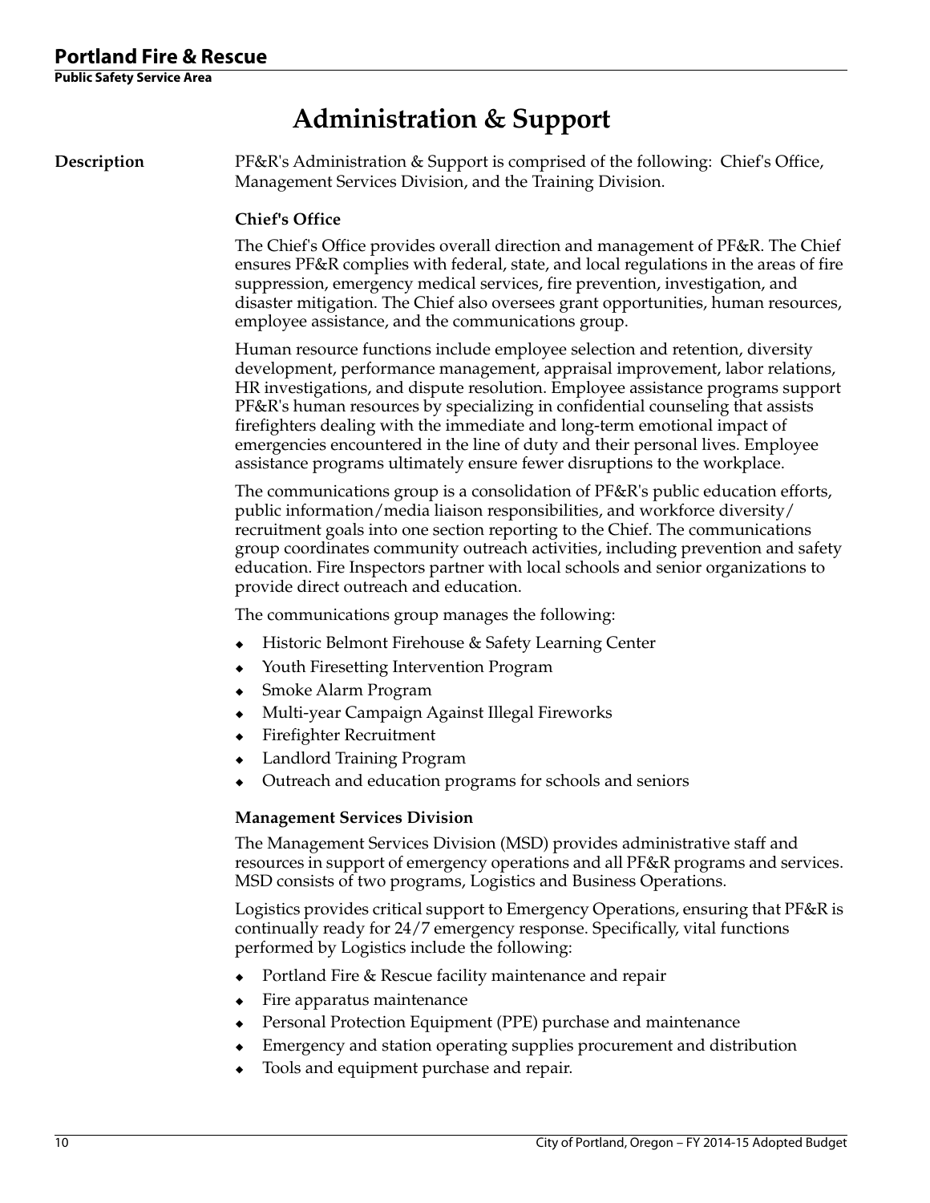# Administration & Support

**Description**

PF&R's Administration & Support is comprised of the following: Chief's Office, Management Services Division, and the Training Division.

### Chief's Office

The Chief's Office provides overall direction and management of PF&R. The Chief ensures PF&R complies with federal, state, and local regulations in the areas of fire suppression, emergency medical services, fire prevention, investigation, and disaster mitigation. The Chief also oversees grant opportunities, human resources, employee assistance, and the communications group.

Human resource functions include employee selection and retention, diversity development, performance management, appraisal improvement, labor relations, HR investigations, and dispute resolution. Employee assistance programs support PF&R's human resources by specializing in confidential counseling that assists firefighters dealing with the immediate and long-term emotional impact of emergencies encountered in the line of duty and their personal lives. Employee assistance programs ultimately ensure fewer disruptions to the workplace.

The communications group is a consolidation of PF&R's public education efforts, public information/media liaison responsibilities, and workforce diversity/recruitment goals into one section reporting to the Chief. The communications group coordinates community outreach activities, including prevention and safety education. Fire Inspectors partner with local schools and senior organizations to provide direct outreach and education.

The communications group manages the following:

- Historic Belmont Firehouse & Safety Learning Center
- Youth Firesetting Intervention Program
- Smoke Alarm Program
- Multi-year Campaign Against Illegal Fireworks
- Firefighter Recruitment
- Landlord Training Program
- Outreach and education programs for schools and seniors

### Management Services Division

The Management Services Division (MSD) provides administrative staff and resources in support of emergency operations and all PF&R programs and services. MSD consists of two programs, Logistics and Business Operations.

Logistics provides critical support to Emergency Operations, ensuring that PF&R is continually ready for 24/7 emergency response. Specifically, vital functions performed by Logistics include the following:

- Portland Fire & Rescue facility maintenance and repair
- Fire apparatus maintenance
- Personal Protection Equipment (PPE) purchase and maintenance
- Emergency and station operating supplies procurement and distribution
- Tools and equipment purchase and repair.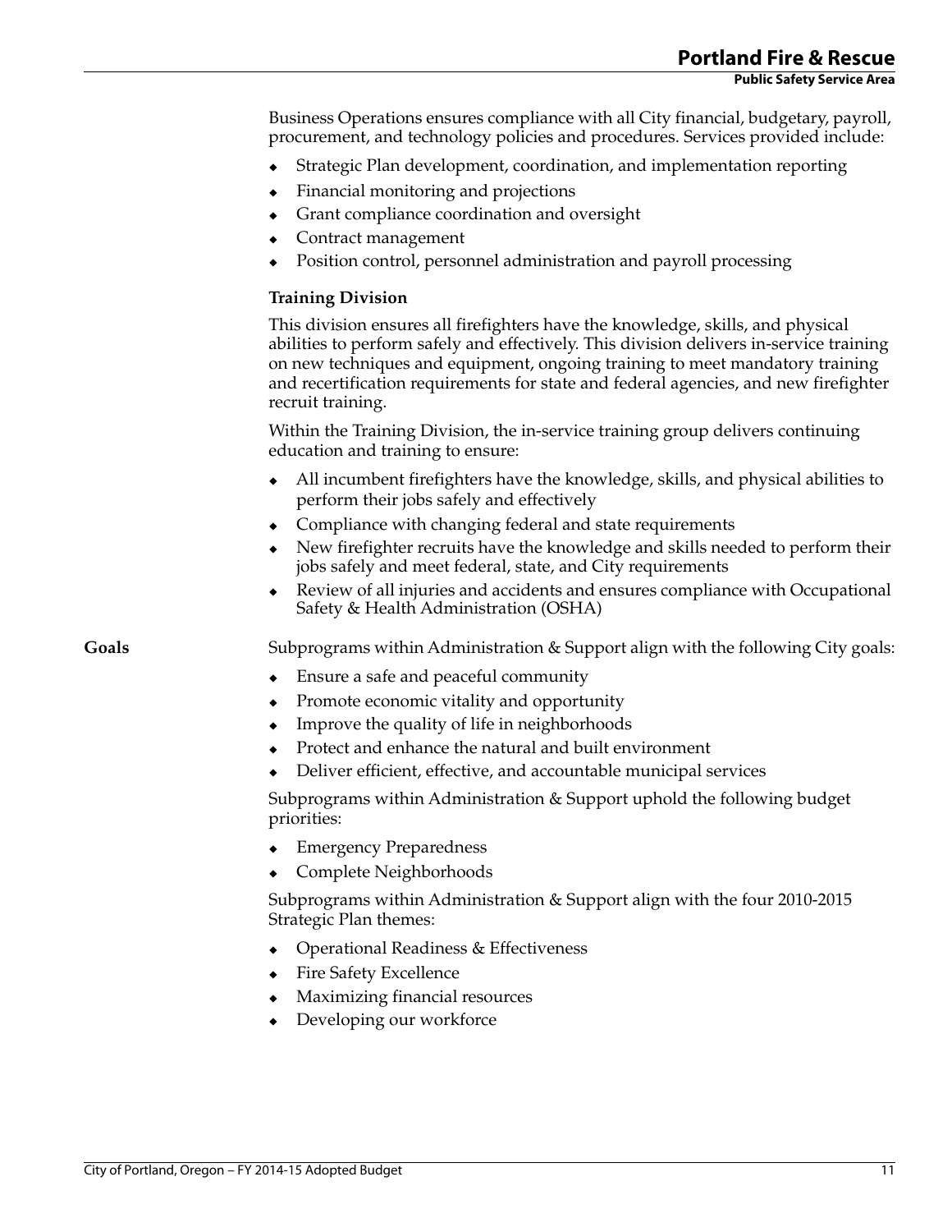Business Operations ensures compliance with all City financial, budgetary, payroll, procurement, and technology policies and procedures. Services provided include:

- Strategic Plan development, coordination, and implementation reporting
- Financial monitoring and projections
- Grant compliance coordination and oversight
- Contract management
- Position control, personnel administration and payroll processing

**Training Division**

This division ensures all firefighters have the knowledge, skills, and physical abilities to perform safely and effectively. This division delivers in-service training on new techniques and equipment, ongoing training to meet mandatory training and recertification requirements for state and federal agencies, and new firefighter recruit training.

Within the Training Division, the in-service training group delivers continuing education and training to ensure:

- All incumbent firefighters have the knowledge, skills, and physical abilities to perform their jobs safely and effectively
- Compliance with changing federal and state requirements
- New firefighter recruits have the knowledge and skills needed to perform their jobs safely and meet federal, state, and City requirements
- Review of all injuries and accidents and ensures compliance with Occupational Safety & Health Administration (OSHA)

**Goals**

Subprograms within Administration & Support align with the following City goals:

- Ensure a safe and peaceful community
- Promote economic vitality and opportunity
- Improve the quality of life in neighborhoods
- Protect and enhance the natural and built environment
- Deliver efficient, effective, and accountable municipal services

Subprograms within Administration & Support uphold the following budget priorities:

- Emergency Preparedness
- Complete Neighborhoods

Subprograms within Administration & Support align with the four 2010-2015 Strategic Plan themes:

- Operational Readiness & Effectiveness
- Fire Safety Excellence
- Maximizing financial resources
- Developing our workforce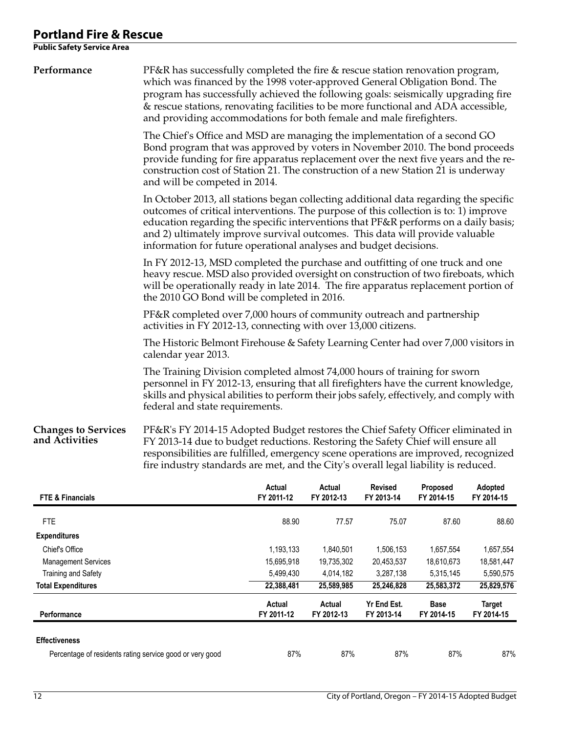# Portland Fire & Rescue

**Public Safety Service Area**

## Performance

PF&R has successfully completed the fire & rescue station renovation program, which was financed by the 1998 voter-approved General Obligation Bond. The program has successfully achieved the following goals: seismically upgrading fire & rescue stations, renovating facilities to be more functional and ADA accessible, and providing accommodations for both female and male firefighters.

The Chief's Office and MSD are managing the implementation of a second GO Bond program that was approved by voters in November 2010. The bond proceeds provide funding for fire apparatus replacement over the next five years and the re-construction cost of Station 21. The construction of a new Station 21 is underway and will be competed in 2014.

In October 2013, all stations began collecting additional data regarding the specific outcomes of critical interventions. The purpose of this collection is to: 1) improve education regarding the specific interventions that PF&R performs on a daily basis; and 2) ultimately improve survival outcomes. This data will provide valuable information for future operational analyses and budget decisions.

In FY 2012-13, MSD completed the purchase and outfitting of one truck and one heavy rescue. MSD also provided oversight on construction of two fireboats, which will be operationally ready in late 2014. The fire apparatus replacement portion of the 2010 GO Bond will be completed in 2016.

PF&R completed over 7,000 hours of community outreach and partnership activities in FY 2012-13, connecting with over 13,000 citizens.

The Historic Belmont Firehouse & Safety Learning Center had over 7,000 visitors in calendar year 2013.

The Training Division completed almost 74,000 hours of training for sworn personnel in FY 2012-13, ensuring that all firefighters have the current knowledge, skills and physical abilities to perform their jobs safely, effectively, and comply with federal and state requirements.

## Changes to Services and Activities

PF&R's FY 2014-15 Adopted Budget restores the Chief Safety Officer eliminated in FY 2013-14 due to budget reductions. Restoring the Safety Chief will ensure all responsibilities are fulfilled, emergency scene operations are improved, recognized fire industry standards are met, and the City's overall legal liability is reduced.

| FTE & Financials | Actual FY 2011-12 | Actual FY 2012-13 | Revised FY 2013-14 | Proposed FY 2014-15 | Adopted FY 2014-15 |
|---|---|---|---|---|---|
| FTE | 88.90 | 77.57 | 75.07 | 87.60 | 88.60 |
| **Expenditures** | | | | | |
| Chief's Office | 1,193,133 | 1,840,501 | 1,506,153 | 1,657,554 | 1,657,554 |
| Management Services | 15,695,918 | 19,735,302 | 20,453,537 | 18,610,673 | 18,581,447 |
| Training and Safety | 5,499,430 | 4,014,182 | 3,287,138 | 5,315,145 | 5,590,575 |
| **Total Expenditures** | **22,388,481** | **25,589,985** | **25,246,828** | **25,583,372** | **25,829,576** |

| Performance | Actual FY 2011-12 | Actual FY 2012-13 | Yr End Est. FY 2013-14 | Base FY 2014-15 | Target FY 2014-15 |
|---|---|---|---|---|---|
| **Effectiveness** | | | | | |
| Percentage of residents rating service good or very good | 87% | 87% | 87% | 87% | 87% |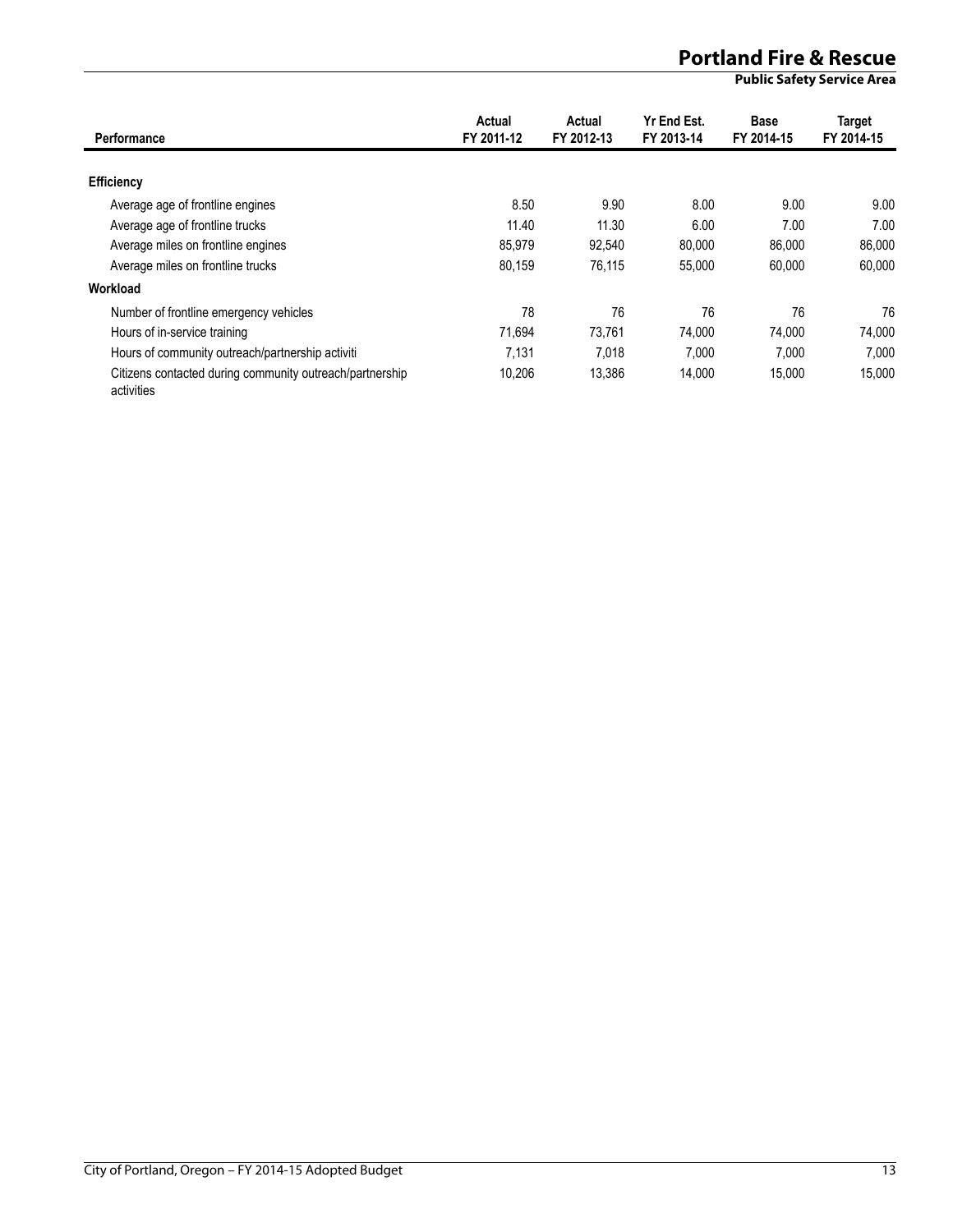| Performance | Actual FY 2011-12 | Actual FY 2012-13 | Yr End Est. FY 2013-14 | Base FY 2014-15 | Target FY 2014-15 |
|---|---|---|---|---|---|
| **Efficiency** | | | | | |
| Average age of frontline engines | 8.50 | 9.90 | 8.00 | 9.00 | 9.00 |
| Average age of frontline trucks | 11.40 | 11.30 | 6.00 | 7.00 | 7.00 |
| Average miles on frontline engines | 85,979 | 92,540 | 80,000 | 86,000 | 86,000 |
| Average miles on frontline trucks | 80,159 | 76,115 | 55,000 | 60,000 | 60,000 |
| **Workload** | | | | | |
| Number of frontline emergency vehicles | 78 | 76 | 76 | 76 | 76 |
| Hours of in-service training | 71,694 | 73,761 | 74,000 | 74,000 | 74,000 |
| Hours of community outreach/partnership activiti | 7,131 | 7,018 | 7,000 | 7,000 | 7,000 |
| Citizens contacted during community outreach/partnership activities | 10,206 | 13,386 | 14,000 | 15,000 | 15,000 |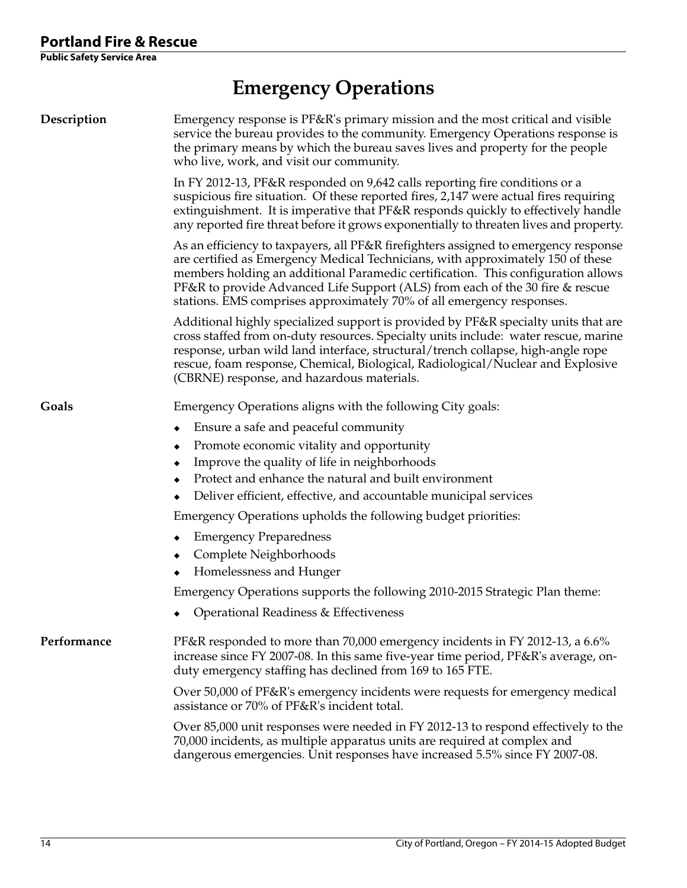# Emergency Operations

**Description**

Emergency response is PF&R's primary mission and the most critical and visible service the bureau provides to the community. Emergency Operations response is the primary means by which the bureau saves lives and property for the people who live, work, and visit our community.

In FY 2012-13, PF&R responded on 9,642 calls reporting fire conditions or a suspicious fire situation. Of these reported fires, 2,147 were actual fires requiring extinguishment. It is imperative that PF&R responds quickly to effectively handle any reported fire threat before it grows exponentially to threaten lives and property.

As an efficiency to taxpayers, all PF&R firefighters assigned to emergency response are certified as Emergency Medical Technicians, with approximately 150 of these members holding an additional Paramedic certification. This configuration allows PF&R to provide Advanced Life Support (ALS) from each of the 30 fire & rescue stations. EMS comprises approximately 70% of all emergency responses.

Additional highly specialized support is provided by PF&R specialty units that are cross staffed from on-duty resources. Specialty units include: water rescue, marine response, urban wild land interface, structural/trench collapse, high-angle rope rescue, foam response, Chemical, Biological, Radiological/Nuclear and Explosive (CBRNE) response, and hazardous materials.

**Goals**

Emergency Operations aligns with the following City goals:

- Ensure a safe and peaceful community
- Promote economic vitality and opportunity
- Improve the quality of life in neighborhoods
- Protect and enhance the natural and built environment
- Deliver efficient, effective, and accountable municipal services

Emergency Operations upholds the following budget priorities:

- Emergency Preparedness
- Complete Neighborhoods
- Homelessness and Hunger

Emergency Operations supports the following 2010-2015 Strategic Plan theme:

- Operational Readiness & Effectiveness

**Performance**

PF&R responded to more than 70,000 emergency incidents in FY 2012-13, a 6.6% increase since FY 2007-08. In this same five-year time period, PF&R's average, on-duty emergency staffing has declined from 169 to 165 FTE.

Over 50,000 of PF&R's emergency incidents were requests for emergency medical assistance or 70% of PF&R's incident total.

Over 85,000 unit responses were needed in FY 2012-13 to respond effectively to the 70,000 incidents, as multiple apparatus units are required at complex and dangerous emergencies. Unit responses have increased 5.5% since FY 2007-08.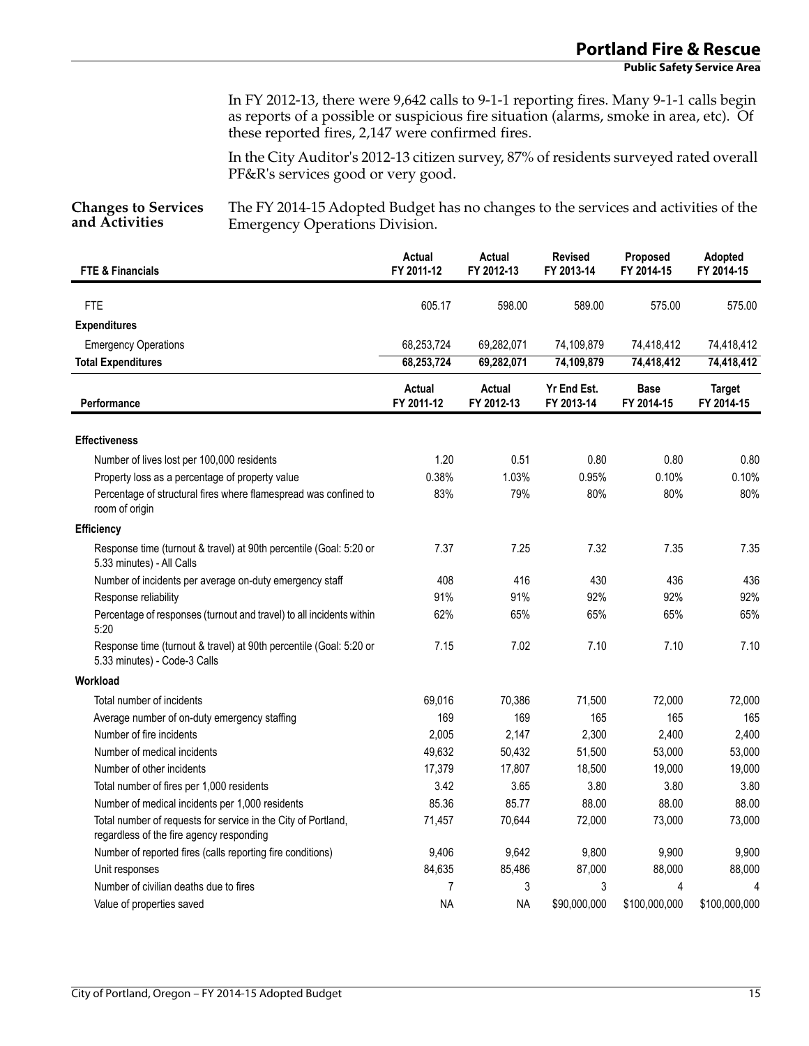In FY 2012-13, there were 9,642 calls to 9-1-1 reporting fires. Many 9-1-1 calls begin as reports of a possible or suspicious fire situation (alarms, smoke in area, etc). Of these reported fires, 2,147 were confirmed fires.

In the City Auditor's 2012-13 citizen survey, 87% of residents surveyed rated overall PF&R's services good or very good.

**Changes to Services and Activities**

The FY 2014-15 Adopted Budget has no changes to the services and activities of the Emergency Operations Division.

| FTE & Financials | Actual FY 2011-12 | Actual FY 2012-13 | Revised FY 2013-14 | Proposed FY 2014-15 | Adopted FY 2014-15 |
|---|---|---|---|---|---|
| FTE | 605.17 | 598.00 | 589.00 | 575.00 | 575.00 |
| **Expenditures** | | | | | |
| Emergency Operations | 68,253,724 | 69,282,071 | 74,109,879 | 74,418,412 | 74,418,412 |
| **Total Expenditures** | **68,253,724** | **69,282,071** | **74,109,879** | **74,418,412** | **74,418,412** |

| Performance | Actual FY 2011-12 | Actual FY 2012-13 | Yr End Est. FY 2013-14 | Base FY 2014-15 | Target FY 2014-15 |
|---|---|---|---|---|---|
| **Effectiveness** | | | | | |
| Number of lives lost per 100,000 residents | 1.20 | 0.51 | 0.80 | 0.80 | 0.80 |
| Property loss as a percentage of property value | 0.38% | 1.03% | 0.95% | 0.10% | 0.10% |
| Percentage of structural fires where flamespread was confined to room of origin | 83% | 79% | 80% | 80% | 80% |
| **Efficiency** | | | | | |
| Response time (turnout & travel) at 90th percentile (Goal: 5:20 or 5.33 minutes) - All Calls | 7.37 | 7.25 | 7.32 | 7.35 | 7.35 |
| Number of incidents per average on-duty emergency staff | 408 | 416 | 430 | 436 | 436 |
| Response reliability | 91% | 91% | 92% | 92% | 92% |
| Percentage of responses (turnout and travel) to all incidents within 5:20 | 62% | 65% | 65% | 65% | 65% |
| Response time (turnout & travel) at 90th percentile (Goal: 5:20 or 5.33 minutes) - Code-3 Calls | 7.15 | 7.02 | 7.10 | 7.10 | 7.10 |
| **Workload** | | | | | |
| Total number of incidents | 69,016 | 70,386 | 71,500 | 72,000 | 72,000 |
| Average number of on-duty emergency staffing | 169 | 169 | 165 | 165 | 165 |
| Number of fire incidents | 2,005 | 2,147 | 2,300 | 2,400 | 2,400 |
| Number of medical incidents | 49,632 | 50,432 | 51,500 | 53,000 | 53,000 |
| Number of other incidents | 17,379 | 17,807 | 18,500 | 19,000 | 19,000 |
| Total number of fires per 1,000 residents | 3.42 | 3.65 | 3.80 | 3.80 | 3.80 |
| Number of medical incidents per 1,000 residents | 85.36 | 85.77 | 88.00 | 88.00 | 88.00 |
| Total number of requests for service in the City of Portland, regardless of the fire agency responding | 71,457 | 70,644 | 72,000 | 73,000 | 73,000 |
| Number of reported fires (calls reporting fire conditions) | 9,406 | 9,642 | 9,800 | 9,900 | 9,900 |
| Unit responses | 84,635 | 85,486 | 87,000 | 88,000 | 88,000 |
| Number of civilian deaths due to fires | 7 | 3 | 3 | 4 | 4 |
| Value of properties saved | NA | NA | $90,000,000 | $100,000,000 | $100,000,000 |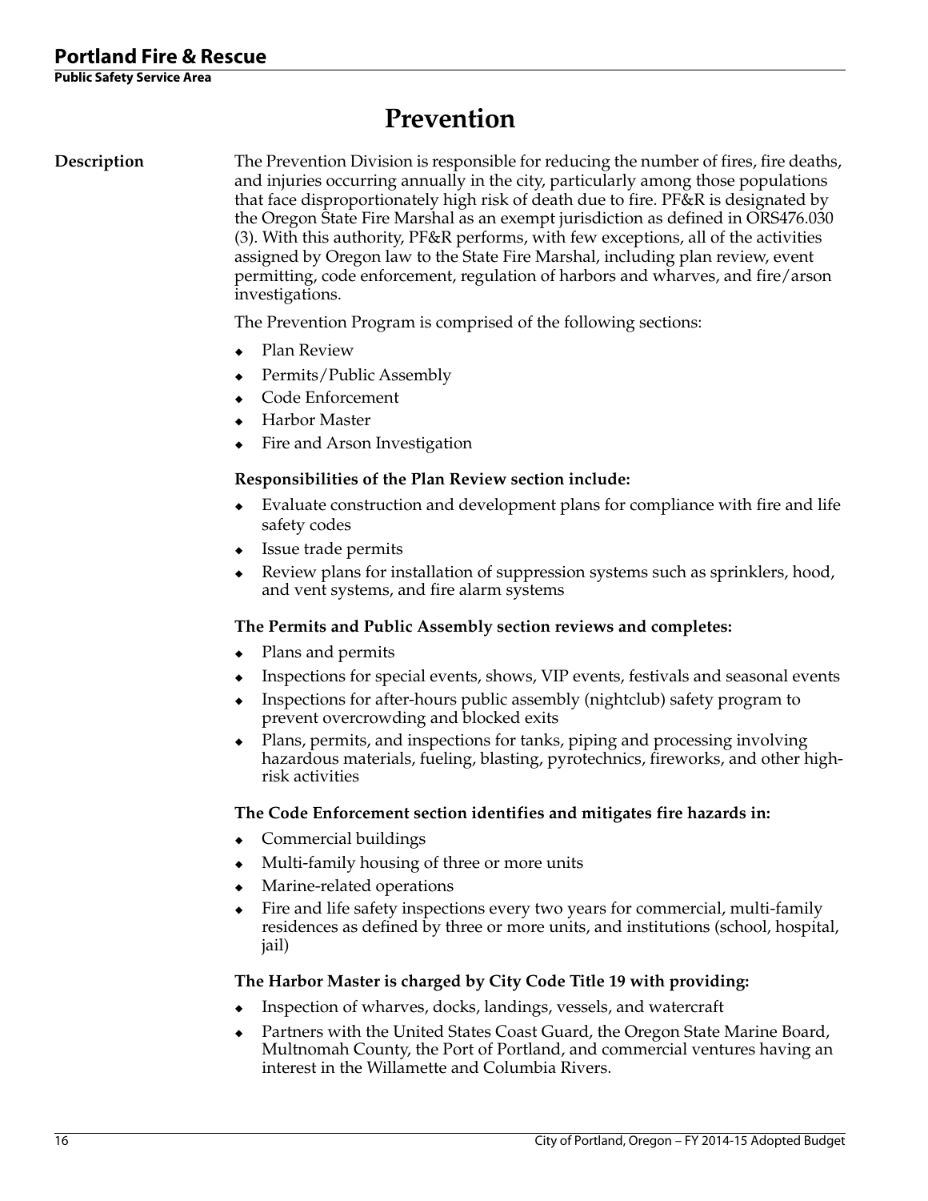# Prevention

**Description**

The Prevention Division is responsible for reducing the number of fires, fire deaths, and injuries occurring annually in the city, particularly among those populations that face disproportionately high risk of death due to fire. PF&R is designated by the Oregon State Fire Marshal as an exempt jurisdiction as defined in ORS476.030 (3). With this authority, PF&R performs, with few exceptions, all of the activities assigned by Oregon law to the State Fire Marshal, including plan review, event permitting, code enforcement, regulation of harbors and wharves, and fire/arson investigations.

The Prevention Program is comprised of the following sections:

- Plan Review
- Permits/Public Assembly
- Code Enforcement
- Harbor Master
- Fire and Arson Investigation

**Responsibilities of the Plan Review section include:**

- Evaluate construction and development plans for compliance with fire and life safety codes
- Issue trade permits
- Review plans for installation of suppression systems such as sprinklers, hood, and vent systems, and fire alarm systems

**The Permits and Public Assembly section reviews and completes:**

- Plans and permits
- Inspections for special events, shows, VIP events, festivals and seasonal events
- Inspections for after-hours public assembly (nightclub) safety program to prevent overcrowding and blocked exits
- Plans, permits, and inspections for tanks, piping and processing involving hazardous materials, fueling, blasting, pyrotechnics, fireworks, and other high-risk activities

**The Code Enforcement section identifies and mitigates fire hazards in:**

- Commercial buildings
- Multi-family housing of three or more units
- Marine-related operations
- Fire and life safety inspections every two years for commercial, multi-family residences as defined by three or more units, and institutions (school, hospital, jail)

**The Harbor Master is charged by City Code Title 19 with providing:**

- Inspection of wharves, docks, landings, vessels, and watercraft
- Partners with the United States Coast Guard, the Oregon State Marine Board, Multnomah County, the Port of Portland, and commercial ventures having an interest in the Willamette and Columbia Rivers.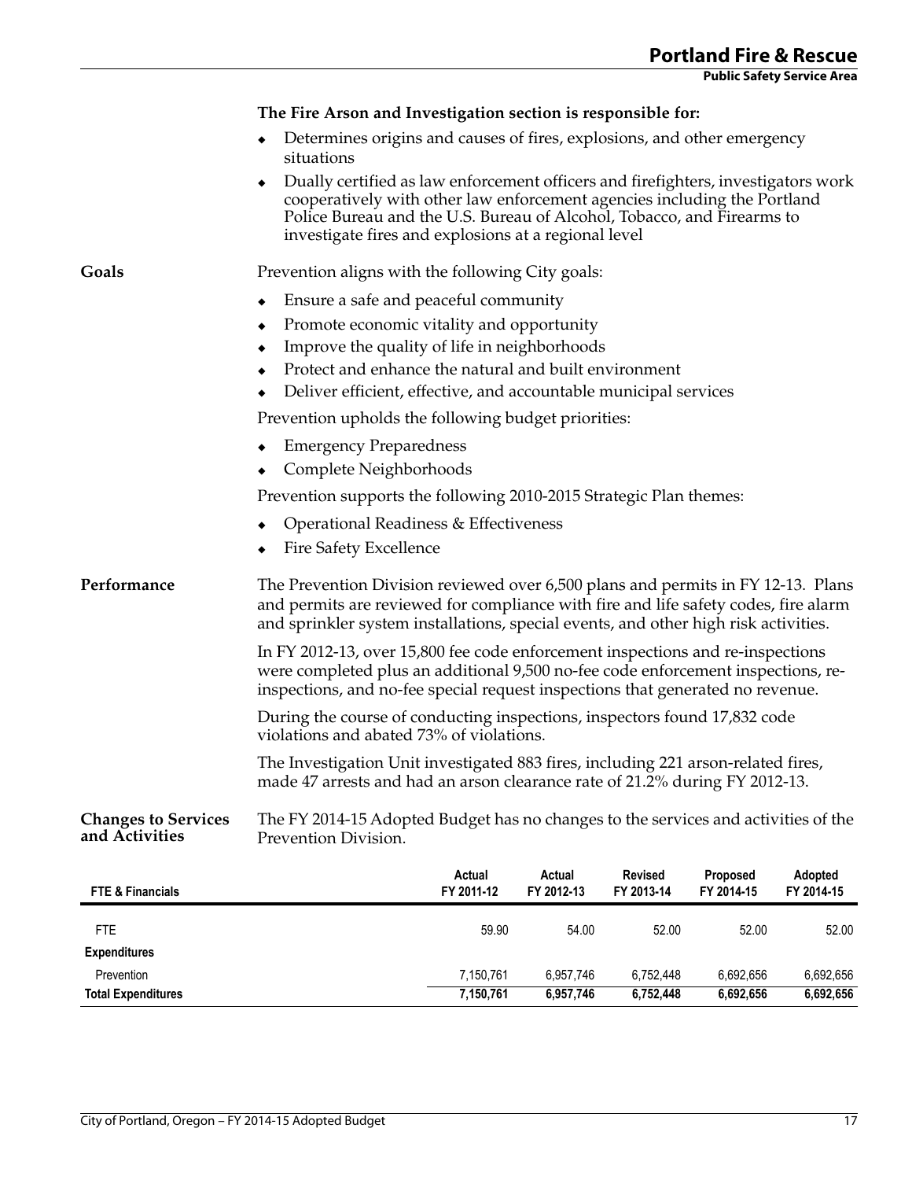**The Fire Arson and Investigation section is responsible for:**

- Determines origins and causes of fires, explosions, and other emergency situations
- Dually certified as law enforcement officers and firefighters, investigators work cooperatively with other law enforcement agencies including the Portland Police Bureau and the U.S. Bureau of Alcohol, Tobacco, and Firearms to investigate fires and explosions at a regional level

## Goals

Prevention aligns with the following City goals:

- Ensure a safe and peaceful community
- Promote economic vitality and opportunity
- Improve the quality of life in neighborhoods
- Protect and enhance the natural and built environment
- Deliver efficient, effective, and accountable municipal services

Prevention upholds the following budget priorities:

- Emergency Preparedness
- Complete Neighborhoods

Prevention supports the following 2010-2015 Strategic Plan themes:

- Operational Readiness & Effectiveness
- Fire Safety Excellence

## Performance

The Prevention Division reviewed over 6,500 plans and permits in FY 12-13. Plans and permits are reviewed for compliance with fire and life safety codes, fire alarm and sprinkler system installations, special events, and other high risk activities.

In FY 2012-13, over 15,800 fee code enforcement inspections and re-inspections were completed plus an additional 9,500 no-fee code enforcement inspections, re-inspections, and no-fee special request inspections that generated no revenue.

During the course of conducting inspections, inspectors found 17,832 code violations and abated 73% of violations.

The Investigation Unit investigated 883 fires, including 221 arson-related fires, made 47 arrests and had an arson clearance rate of 21.2% during FY 2012-13.

## Changes to Services and Activities

The FY 2014-15 Adopted Budget has no changes to the services and activities of the Prevention Division.

| FTE & Financials | Actual FY 2011-12 | Actual FY 2012-13 | Revised FY 2013-14 | Proposed FY 2014-15 | Adopted FY 2014-15 |
|---|---|---|---|---|---|
| FTE | 59.90 | 54.00 | 52.00 | 52.00 | 52.00 |
| **Expenditures** | | | | | |
| Prevention | 7,150,761 | 6,957,746 | 6,752,448 | 6,692,656 | 6,692,656 |
| **Total Expenditures** | **7,150,761** | **6,957,746** | **6,752,448** | **6,692,656** | **6,692,656** |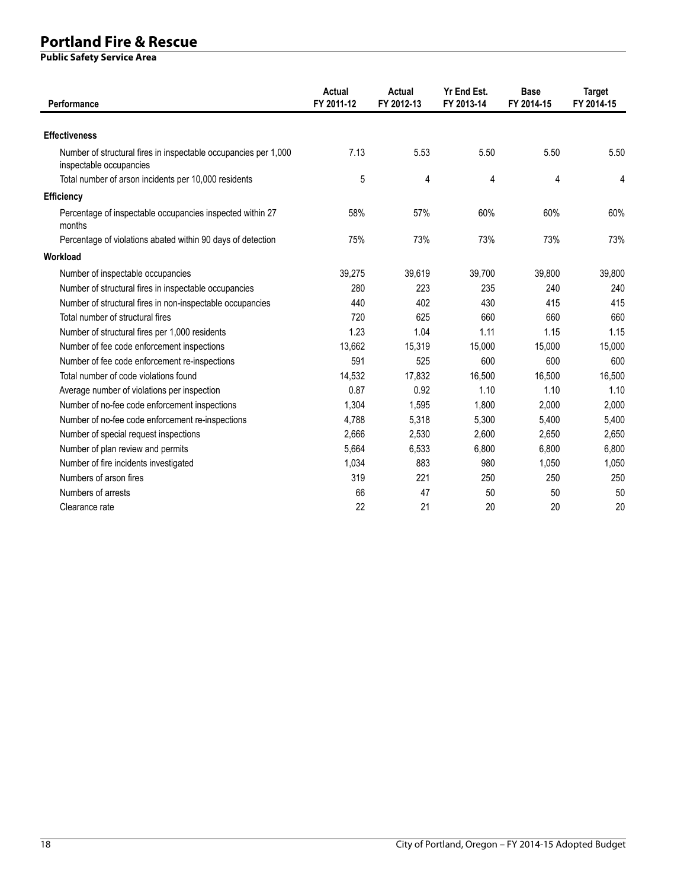# Portland Fire & Rescue

**Public Safety Service Area**

| Performance | Actual FY 2011-12 | Actual FY 2012-13 | Yr End Est. FY 2013-14 | Base FY 2014-15 | Target FY 2014-15 |
|---|---|---|---|---|---|
| **Effectiveness** | | | | | |
| Number of structural fires in inspectable occupancies per 1,000 inspectable occupancies | 7.13 | 5.53 | 5.50 | 5.50 | 5.50 |
| Total number of arson incidents per 10,000 residents | 5 | 4 | 4 | 4 | 4 |
| **Efficiency** | | | | | |
| Percentage of inspectable occupancies inspected within 27 months | 58% | 57% | 60% | 60% | 60% |
| Percentage of violations abated within 90 days of detection | 75% | 73% | 73% | 73% | 73% |
| **Workload** | | | | | |
| Number of inspectable occupancies | 39,275 | 39,619 | 39,700 | 39,800 | 39,800 |
| Number of structural fires in inspectable occupancies | 280 | 223 | 235 | 240 | 240 |
| Number of structural fires in non-inspectable occupancies | 440 | 402 | 430 | 415 | 415 |
| Total number of structural fires | 720 | 625 | 660 | 660 | 660 |
| Number of structural fires per 1,000 residents | 1.23 | 1.04 | 1.11 | 1.15 | 1.15 |
| Number of fee code enforcement inspections | 13,662 | 15,319 | 15,000 | 15,000 | 15,000 |
| Number of fee code enforcement re-inspections | 591 | 525 | 600 | 600 | 600 |
| Total number of code violations found | 14,532 | 17,832 | 16,500 | 16,500 | 16,500 |
| Average number of violations per inspection | 0.87 | 0.92 | 1.10 | 1.10 | 1.10 |
| Number of no-fee code enforcement inspections | 1,304 | 1,595 | 1,800 | 2,000 | 2,000 |
| Number of no-fee code enforcement re-inspections | 4,788 | 5,318 | 5,300 | 5,400 | 5,400 |
| Number of special request inspections | 2,666 | 2,530 | 2,600 | 2,650 | 2,650 |
| Number of plan review and permits | 5,664 | 6,533 | 6,800 | 6,800 | 6,800 |
| Number of fire incidents investigated | 1,034 | 883 | 980 | 1,050 | 1,050 |
| Numbers of arson fires | 319 | 221 | 250 | 250 | 250 |
| Numbers of arrests | 66 | 47 | 50 | 50 | 50 |
| Clearance rate | 22 | 21 | 20 | 20 | 20 |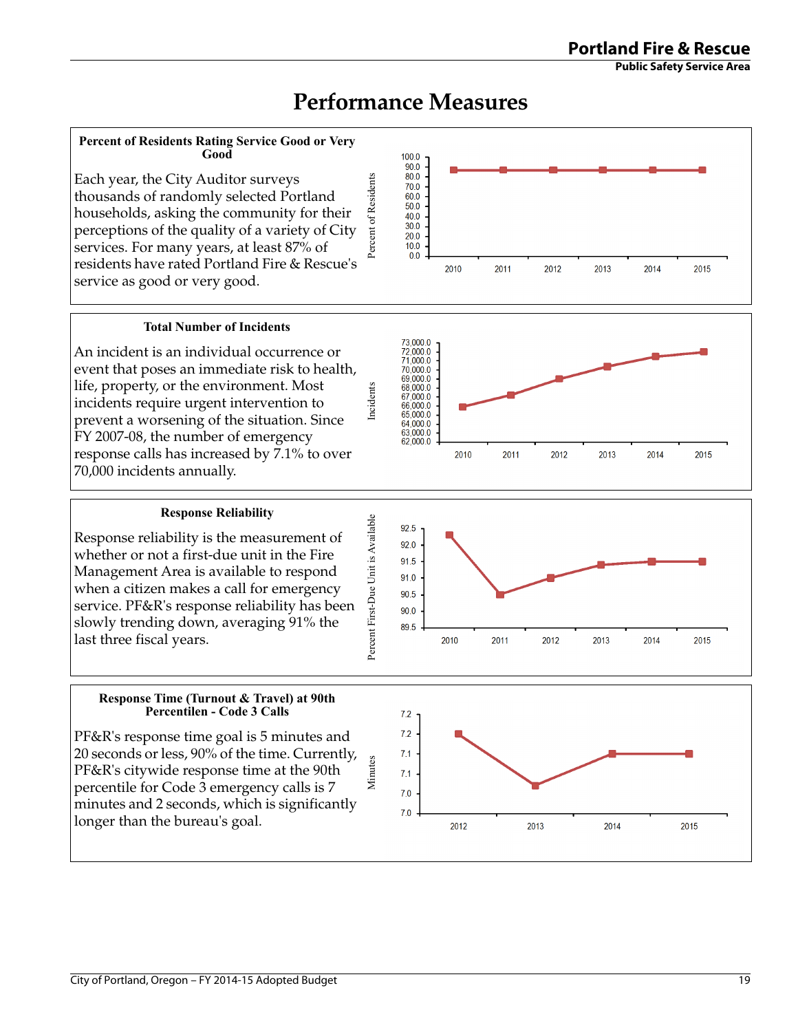# Performance Measures

### Percent of Residents Rating Service Good or Very Good

Each year, the City Auditor surveys thousands of randomly selected Portland households, asking the community for their perceptions of the quality of a variety of City services. For many years, at least 87% of residents have rated Portland Fire & Rescue's service as good or very good.

### Total Number of Incidents

An incident is an individual occurrence or event that poses an immediate risk to health, life, property, or the environment. Most incidents require urgent intervention to prevent a worsening of the situation. Since FY 2007-08, the number of emergency response calls has increased by 7.1% to over 70,000 incidents annually.

### Response Reliability

Response reliability is the measurement of whether or not a first-due unit in the Fire Management Area is available to respond when a citizen makes a call for emergency service. PF&R's response reliability has been slowly trending down, averaging 91% the last three fiscal years.

### Response Time (Turnout & Travel) at 90th Percentilen - Code 3 Calls

PF&R's response time goal is 5 minutes and 20 seconds or less, 90% of the time. Currently, PF&R's citywide response time at the 90th percentile for Code 3 emergency calls is 7 minutes and 2 seconds, which is significantly longer than the bureau's goal.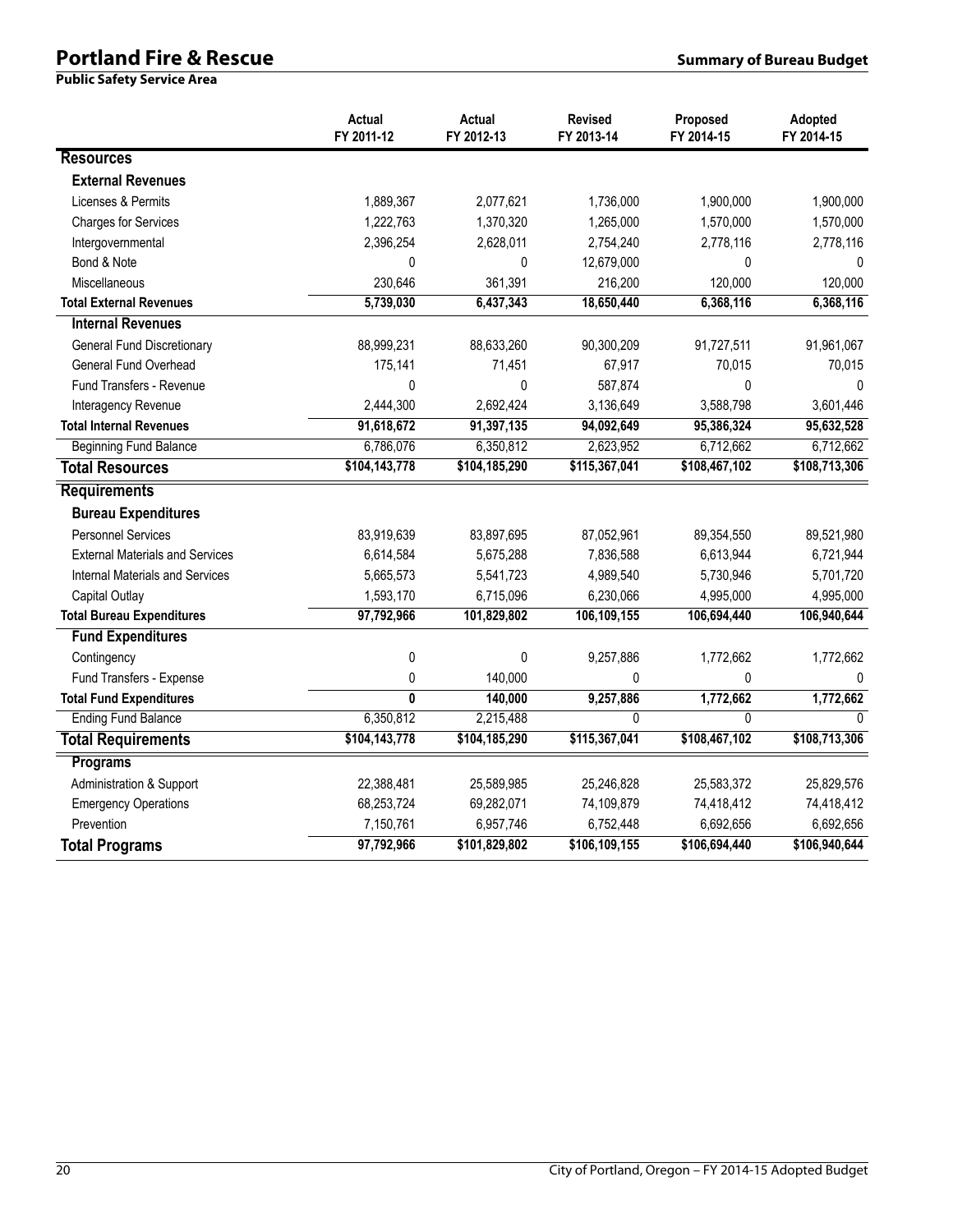# Portland Fire & Rescue

**Public Safety Service Area**

## Summary of Bureau Budget

| | Actual FY 2011-12 | Actual FY 2012-13 | Revised FY 2013-14 | Proposed FY 2014-15 | Adopted FY 2014-15 |
|---|---|---|---|---|---|
| **Resources** | | | | | |
| **External Revenues** | | | | | |
| Licenses & Permits | 1,889,367 | 2,077,621 | 1,736,000 | 1,900,000 | 1,900,000 |
| Charges for Services | 1,222,763 | 1,370,320 | 1,265,000 | 1,570,000 | 1,570,000 |
| Intergovernmental | 2,396,254 | 2,628,011 | 2,754,240 | 2,778,116 | 2,778,116 |
| Bond & Note | 0 | 0 | 12,679,000 | 0 | 0 |
| Miscellaneous | 230,646 | 361,391 | 216,200 | 120,000 | 120,000 |
| **Total External Revenues** | **5,739,030** | **6,437,343** | **18,650,440** | **6,368,116** | **6,368,116** |
| **Internal Revenues** | | | | | |
| General Fund Discretionary | 88,999,231 | 88,633,260 | 90,300,209 | 91,727,511 | 91,961,067 |
| General Fund Overhead | 175,141 | 71,451 | 67,917 | 70,015 | 70,015 |
| Fund Transfers - Revenue | 0 | 0 | 587,874 | 0 | 0 |
| Interagency Revenue | 2,444,300 | 2,692,424 | 3,136,649 | 3,588,798 | 3,601,446 |
| **Total Internal Revenues** | **91,618,672** | **91,397,135** | **94,092,649** | **95,386,324** | **95,632,528** |
| Beginning Fund Balance | 6,786,076 | 6,350,812 | 2,623,952 | 6,712,662 | 6,712,662 |
| **Total Resources** | **$104,143,778** | **$104,185,290** | **$115,367,041** | **$108,467,102** | **$108,713,306** |
| **Requirements** | | | | | |
| **Bureau Expenditures** | | | | | |
| Personnel Services | 83,919,639 | 83,897,695 | 87,052,961 | 89,354,550 | 89,521,980 |
| External Materials and Services | 6,614,584 | 5,675,288 | 7,836,588 | 6,613,944 | 6,721,944 |
| Internal Materials and Services | 5,665,573 | 5,541,723 | 4,989,540 | 5,730,946 | 5,701,720 |
| Capital Outlay | 1,593,170 | 6,715,096 | 6,230,066 | 4,995,000 | 4,995,000 |
| **Total Bureau Expenditures** | **97,792,966** | **101,829,802** | **106,109,155** | **106,694,440** | **106,940,644** |
| **Fund Expenditures** | | | | | |
| Contingency | 0 | 0 | 9,257,886 | 1,772,662 | 1,772,662 |
| Fund Transfers - Expense | 0 | 140,000 | 0 | 0 | 0 |
| **Total Fund Expenditures** | **0** | **140,000** | **9,257,886** | **1,772,662** | **1,772,662** |
| Ending Fund Balance | 6,350,812 | 2,215,488 | 0 | 0 | 0 |
| **Total Requirements** | **$104,143,778** | **$104,185,290** | **$115,367,041** | **$108,467,102** | **$108,713,306** |
| **Programs** | | | | | |
| Administration & Support | 22,388,481 | 25,589,985 | 25,246,828 | 25,583,372 | 25,829,576 |
| Emergency Operations | 68,253,724 | 69,282,071 | 74,109,879 | 74,418,412 | 74,418,412 |
| Prevention | 7,150,761 | 6,957,746 | 6,752,448 | 6,692,656 | 6,692,656 |
| **Total Programs** | **97,792,966** | **$101,829,802** | **$106,109,155** | **$106,694,440** | **$106,940,644** |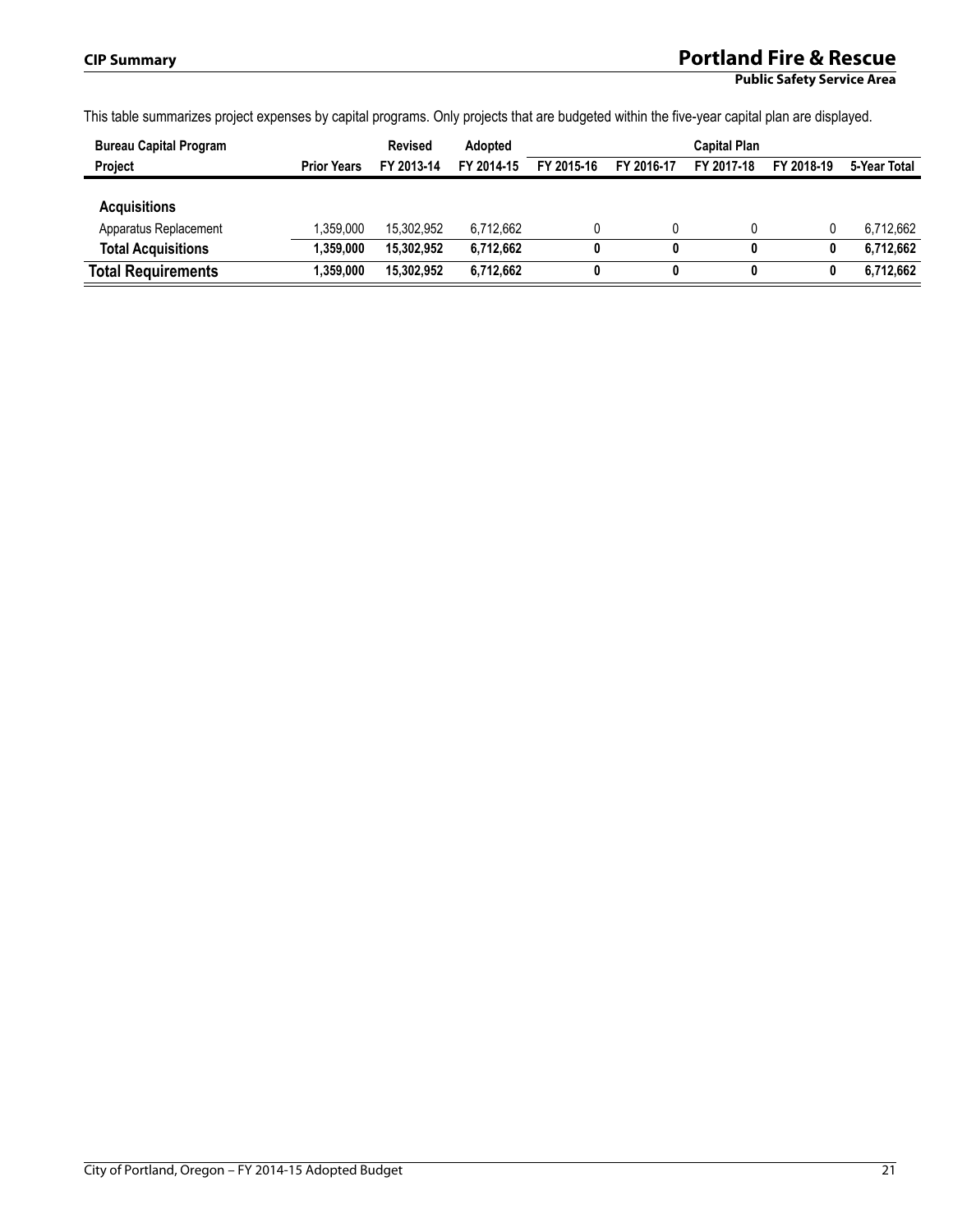This table summarizes project expenses by capital programs. Only projects that are budgeted within the five-year capital plan are displayed.

| Bureau Capital Program | | Revised | Adopted | | | Capital Plan | | |
|---|---|---|---|---|---|---|---|---|
| **Project** | **Prior Years** | **FY 2013-14** | **FY 2014-15** | **FY 2015-16** | **FY 2016-17** | **FY 2017-18** | **FY 2018-19** | **5-Year Total** |
| **Acquisitions** | | | | | | | | |
| Apparatus Replacement | 1,359,000 | 15,302,952 | 6,712,662 | 0 | 0 | 0 | 0 | 6,712,662 |
| **Total Acquisitions** | **1,359,000** | **15,302,952** | **6,712,662** | **0** | **0** | **0** | **0** | **6,712,662** |
| **Total Requirements** | **1,359,000** | **15,302,952** | **6,712,662** | **0** | **0** | **0** | **0** | **6,712,662** |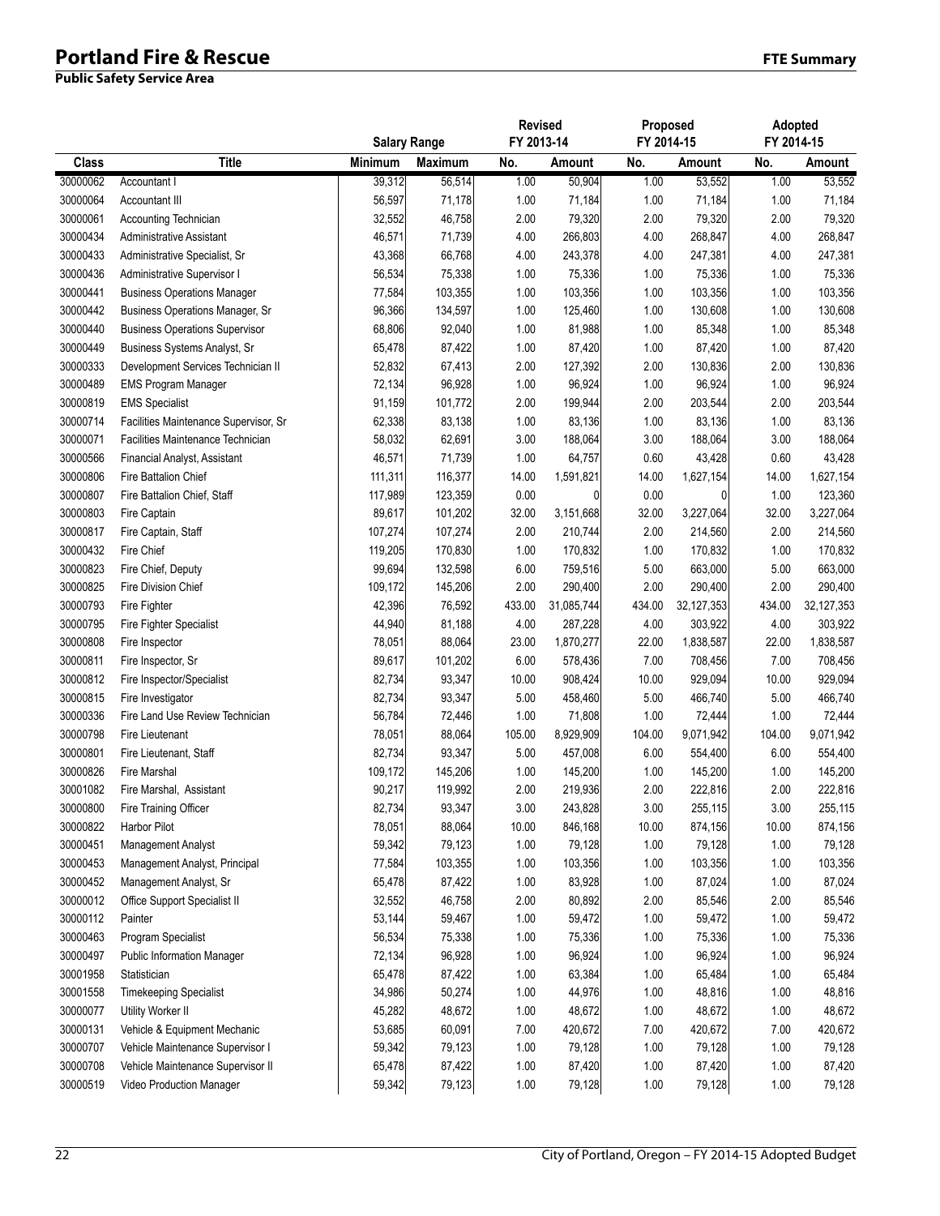# Portland Fire & Rescue

**Public Safety Service Area**

**FTE Summary**

| Class | Title | Salary Range Minimum | Salary Range Maximum | Revised FY 2013-14 No. | Revised FY 2013-14 Amount | Proposed FY 2014-15 No. | Proposed FY 2014-15 Amount | Adopted FY 2014-15 No. | Adopted FY 2014-15 Amount |
|---|---|---|---|---|---|---|---|---|---|
| 30000062 | Accountant I | 39,312 | 56,514 | 1.00 | 50,904 | 1.00 | 53,552 | 1.00 | 53,552 |
| 30000064 | Accountant III | 56,597 | 71,178 | 1.00 | 71,184 | 1.00 | 71,184 | 1.00 | 71,184 |
| 30000061 | Accounting Technician | 32,552 | 46,758 | 2.00 | 79,320 | 2.00 | 79,320 | 2.00 | 79,320 |
| 30000434 | Administrative Assistant | 46,571 | 71,739 | 4.00 | 266,803 | 4.00 | 268,847 | 4.00 | 268,847 |
| 30000433 | Administrative Specialist, Sr | 43,368 | 66,768 | 4.00 | 243,378 | 4.00 | 247,381 | 4.00 | 247,381 |
| 30000436 | Administrative Supervisor I | 56,534 | 75,338 | 1.00 | 75,336 | 1.00 | 75,336 | 1.00 | 75,336 |
| 30000441 | Business Operations Manager | 77,584 | 103,355 | 1.00 | 103,356 | 1.00 | 103,356 | 1.00 | 103,356 |
| 30000442 | Business Operations Manager, Sr | 96,366 | 134,597 | 1.00 | 125,460 | 1.00 | 130,608 | 1.00 | 130,608 |
| 30000440 | Business Operations Supervisor | 68,806 | 92,040 | 1.00 | 81,988 | 1.00 | 85,348 | 1.00 | 85,348 |
| 30000449 | Business Systems Analyst, Sr | 65,478 | 87,422 | 1.00 | 87,420 | 1.00 | 87,420 | 1.00 | 87,420 |
| 30000333 | Development Services Technician II | 52,832 | 67,413 | 2.00 | 127,392 | 2.00 | 130,836 | 2.00 | 130,836 |
| 30000489 | EMS Program Manager | 72,134 | 96,928 | 1.00 | 96,924 | 1.00 | 96,924 | 1.00 | 96,924 |
| 30000819 | EMS Specialist | 91,159 | 101,772 | 2.00 | 199,944 | 2.00 | 203,544 | 2.00 | 203,544 |
| 30000714 | Facilities Maintenance Supervisor, Sr | 62,338 | 83,138 | 1.00 | 83,136 | 1.00 | 83,136 | 1.00 | 83,136 |
| 30000071 | Facilities Maintenance Technician | 58,032 | 62,691 | 3.00 | 188,064 | 3.00 | 188,064 | 3.00 | 188,064 |
| 30000566 | Financial Analyst, Assistant | 46,571 | 71,739 | 1.00 | 64,757 | 0.60 | 43,428 | 0.60 | 43,428 |
| 30000806 | Fire Battalion Chief | 111,311 | 116,377 | 14.00 | 1,591,821 | 14.00 | 1,627,154 | 14.00 | 1,627,154 |
| 30000807 | Fire Battalion Chief, Staff | 117,989 | 123,359 | 0.00 | 0 | 0.00 | 0 | 1.00 | 123,360 |
| 30000803 | Fire Captain | 89,617 | 101,202 | 32.00 | 3,151,668 | 32.00 | 3,227,064 | 32.00 | 3,227,064 |
| 30000817 | Fire Captain, Staff | 107,274 | 107,274 | 2.00 | 210,744 | 2.00 | 214,560 | 2.00 | 214,560 |
| 30000432 | Fire Chief | 119,205 | 170,830 | 1.00 | 170,832 | 1.00 | 170,832 | 1.00 | 170,832 |
| 30000823 | Fire Chief, Deputy | 99,694 | 132,598 | 6.00 | 759,516 | 5.00 | 663,000 | 5.00 | 663,000 |
| 30000825 | Fire Division Chief | 109,172 | 145,206 | 2.00 | 290,400 | 2.00 | 290,400 | 2.00 | 290,400 |
| 30000793 | Fire Fighter | 42,396 | 76,592 | 433.00 | 31,085,744 | 434.00 | 32,127,353 | 434.00 | 32,127,353 |
| 30000795 | Fire Fighter Specialist | 44,940 | 81,188 | 4.00 | 287,228 | 4.00 | 303,922 | 4.00 | 303,922 |
| 30000808 | Fire Inspector | 78,051 | 88,064 | 23.00 | 1,870,277 | 22.00 | 1,838,587 | 22.00 | 1,838,587 |
| 30000811 | Fire Inspector, Sr | 89,617 | 101,202 | 6.00 | 578,436 | 7.00 | 708,456 | 7.00 | 708,456 |
| 30000812 | Fire Inspector/Specialist | 82,734 | 93,347 | 10.00 | 908,424 | 10.00 | 929,094 | 10.00 | 929,094 |
| 30000815 | Fire Investigator | 82,734 | 93,347 | 5.00 | 458,460 | 5.00 | 466,740 | 5.00 | 466,740 |
| 30000336 | Fire Land Use Review Technician | 56,784 | 72,446 | 1.00 | 71,808 | 1.00 | 72,444 | 1.00 | 72,444 |
| 30000798 | Fire Lieutenant | 78,051 | 88,064 | 105.00 | 8,929,909 | 104.00 | 9,071,942 | 104.00 | 9,071,942 |
| 30000801 | Fire Lieutenant, Staff | 82,734 | 93,347 | 5.00 | 457,008 | 6.00 | 554,400 | 6.00 | 554,400 |
| 30000826 | Fire Marshal | 109,172 | 145,206 | 1.00 | 145,200 | 1.00 | 145,200 | 1.00 | 145,200 |
| 30001082 | Fire Marshal, Assistant | 90,217 | 119,992 | 2.00 | 219,936 | 2.00 | 222,816 | 2.00 | 222,816 |
| 30000800 | Fire Training Officer | 82,734 | 93,347 | 3.00 | 243,828 | 3.00 | 255,115 | 3.00 | 255,115 |
| 30000822 | Harbor Pilot | 78,051 | 88,064 | 10.00 | 846,168 | 10.00 | 874,156 | 10.00 | 874,156 |
| 30000451 | Management Analyst | 59,342 | 79,123 | 1.00 | 79,128 | 1.00 | 79,128 | 1.00 | 79,128 |
| 30000453 | Management Analyst, Principal | 77,584 | 103,355 | 1.00 | 103,356 | 1.00 | 103,356 | 1.00 | 103,356 |
| 30000452 | Management Analyst, Sr | 65,478 | 87,422 | 1.00 | 83,928 | 1.00 | 87,024 | 1.00 | 87,024 |
| 30000012 | Office Support Specialist II | 32,552 | 46,758 | 2.00 | 80,892 | 2.00 | 85,546 | 2.00 | 85,546 |
| 30000112 | Painter | 53,144 | 59,467 | 1.00 | 59,472 | 1.00 | 59,472 | 1.00 | 59,472 |
| 30000463 | Program Specialist | 56,534 | 75,338 | 1.00 | 75,336 | 1.00 | 75,336 | 1.00 | 75,336 |
| 30000497 | Public Information Manager | 72,134 | 96,928 | 1.00 | 96,924 | 1.00 | 96,924 | 1.00 | 96,924 |
| 30001958 | Statistician | 65,478 | 87,422 | 1.00 | 63,384 | 1.00 | 65,484 | 1.00 | 65,484 |
| 30001558 | Timekeeping Specialist | 34,986 | 50,274 | 1.00 | 44,976 | 1.00 | 48,816 | 1.00 | 48,816 |
| 30000077 | Utility Worker II | 45,282 | 48,672 | 1.00 | 48,672 | 1.00 | 48,672 | 1.00 | 48,672 |
| 30000131 | Vehicle & Equipment Mechanic | 53,685 | 60,091 | 7.00 | 420,672 | 7.00 | 420,672 | 7.00 | 420,672 |
| 30000707 | Vehicle Maintenance Supervisor I | 59,342 | 79,123 | 1.00 | 79,128 | 1.00 | 79,128 | 1.00 | 79,128 |
| 30000708 | Vehicle Maintenance Supervisor II | 65,478 | 87,422 | 1.00 | 87,420 | 1.00 | 87,420 | 1.00 | 87,420 |
| 30000519 | Video Production Manager | 59,342 | 79,123 | 1.00 | 79,128 | 1.00 | 79,128 | 1.00 | 79,128 |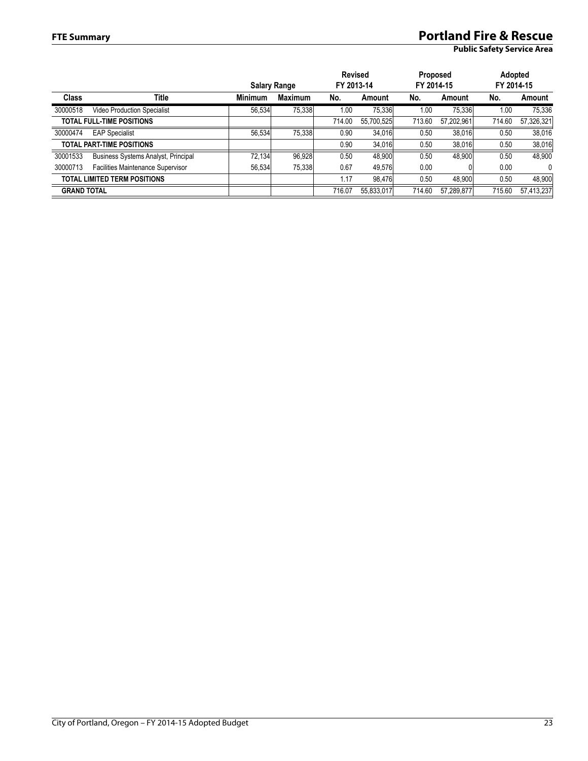## FTE Summary

# Portland Fire & Rescue

**Public Safety Service Area**

| Class | Title | Salary Range Minimum | Salary Range Maximum | Revised FY 2013-14 No. | Revised FY 2013-14 Amount | Proposed FY 2014-15 No. | Proposed FY 2014-15 Amount | Adopted FY 2014-15 No. | Adopted FY 2014-15 Amount |
|---|---|---|---|---|---|---|---|---|---|
| 30000518 | Video Production Specialist | 56,534 | 75,338 | 1.00 | 75,336 | 1.00 | 75,336 | 1.00 | 75,336 |
| **TOTAL FULL-TIME POSITIONS** | | | | 714.00 | 55,700,525 | 713.60 | 57,202,961 | 714.60 | 57,326,321 |
| 30000474 | EAP Specialist | 56,534 | 75,338 | 0.90 | 34,016 | 0.50 | 38,016 | 0.50 | 38,016 |
| **TOTAL PART-TIME POSITIONS** | | | | 0.90 | 34,016 | 0.50 | 38,016 | 0.50 | 38,016 |
| 30001533 | Business Systems Analyst, Principal | 72,134 | 96,928 | 0.50 | 48,900 | 0.50 | 48,900 | 0.50 | 48,900 |
| 30000713 | Facilities Maintenance Supervisor | 56,534 | 75,338 | 0.67 | 49,576 | 0.00 | 0 | 0.00 | 0 |
| **TOTAL LIMITED TERM POSITIONS** | | | | 1.17 | 98,476 | 0.50 | 48,900 | 0.50 | 48,900 |
| **GRAND TOTAL** | | | | 716.07 | 55,833,017 | 714.60 | 57,289,877 | 715.60 | 57,413,237 |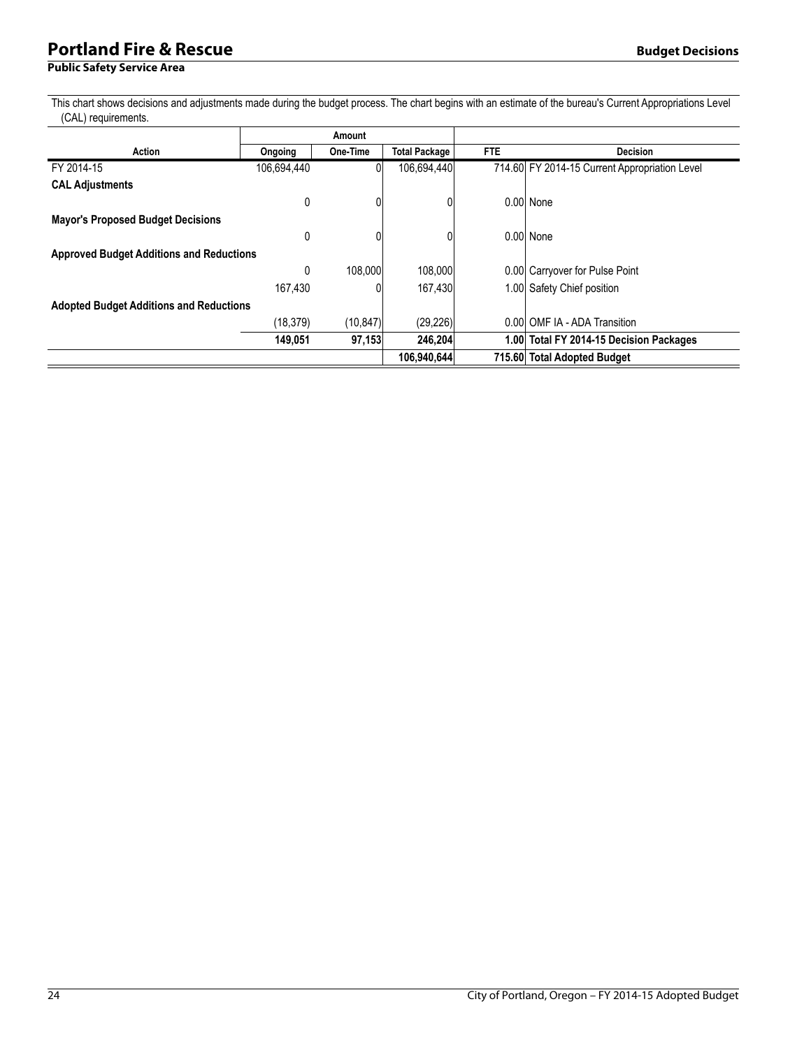# Portland Fire & Rescue

**Public Safety Service Area**

## Budget Decisions

This chart shows decisions and adjustments made during the budget process. The chart begins with an estimate of the bureau's Current Appropriations Level (CAL) requirements.

| | Amount | | | | |
|---|---|---|---|---|---|
| **Action** | **Ongoing** | **One-Time** | **Total Package** | **FTE** | **Decision** |
| FY 2014-15 | 106,694,440 | 0 | 106,694,440 | 714.60 | FY 2014-15 Current Appropriation Level |
| **CAL Adjustments** | | | | | |
| | 0 | 0 | 0 | 0.00 | None |
| **Mayor's Proposed Budget Decisions** | | | | | |
| | 0 | 0 | 0 | 0.00 | None |
| **Approved Budget Additions and Reductions** | | | | | |
| | 0 | 108,000 | 108,000 | 0.00 | Carryover for Pulse Point |
| | 167,430 | 0 | 167,430 | 1.00 | Safety Chief position |
| **Adopted Budget Additions and Reductions** | | | | | |
| | (18,379) | (10,847) | (29,226) | 0.00 | OMF IA - ADA Transition |
| | **149,051** | **97,153** | **246,204** | **1.00** | **Total FY 2014-15 Decision Packages** |
| | | | **106,940,644** | **715.60** | **Total Adopted Budget** |